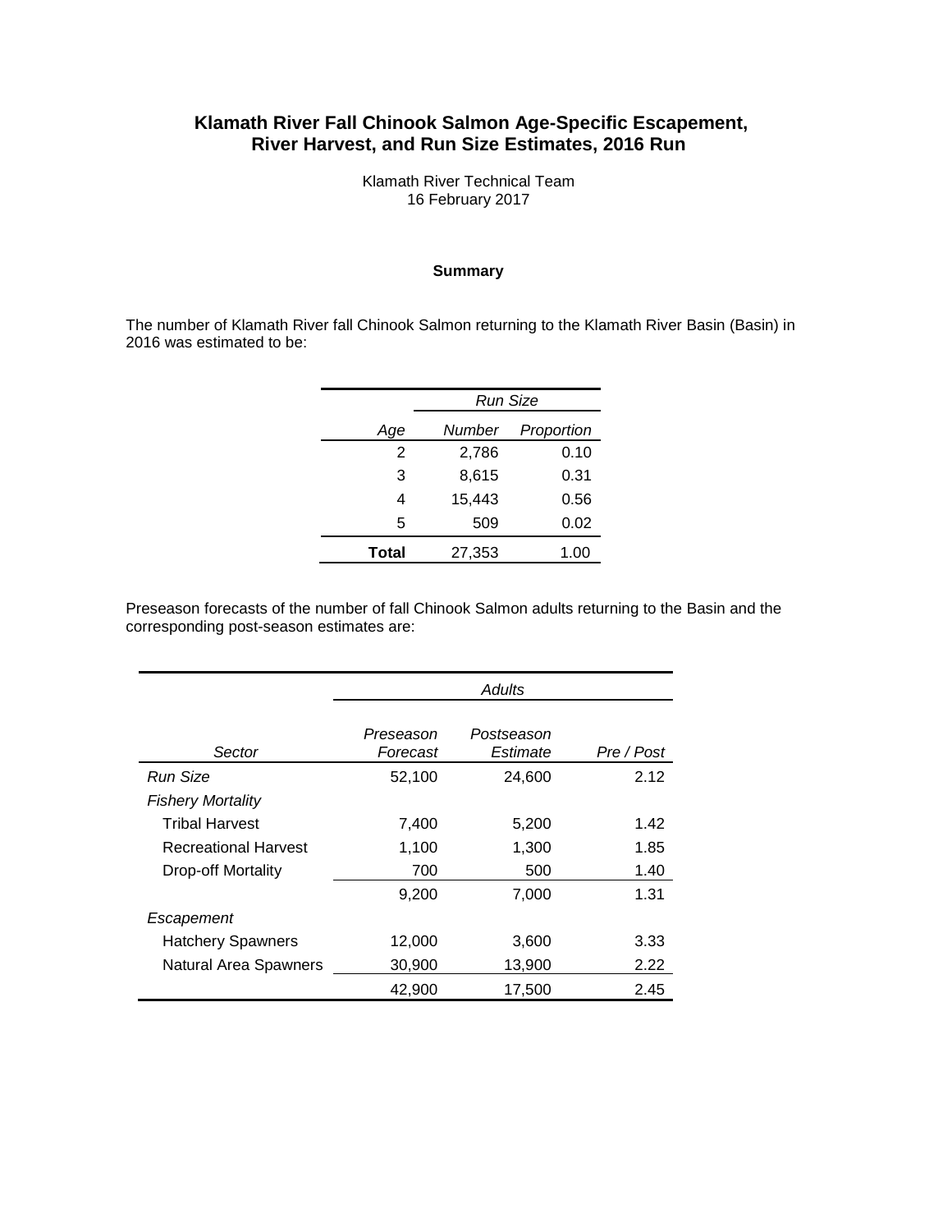# Klamath River Fall Chinook Salmon Age-Specific Escapement, River Harvest, and Run Size Estimates, 2016 Run

Klamath River Technical Team
16 February 2017

### Summary

The number of Klamath River fall Chinook Salmon returning to the Klamath River Basin (Basin) in 2016 was estimated to be:

| | *Run Size* | |
|---|---|---|
| *Age* | *Number* | *Proportion* |
| 2 | 2,786 | 0.10 |
| 3 | 8,615 | 0.31 |
| 4 | 15,443 | 0.56 |
| 5 | 509 | 0.02 |
| **Total** | 27,353 | 1.00 |

Preseason forecasts of the number of fall Chinook Salmon adults returning to the Basin and the corresponding post-season estimates are:

| | *Adults* | | |
|---|---|---|---|
| *Sector* | *Preseason Forecast* | *Postseason Estimate* | *Pre / Post* |
| *Run Size* | 52,100 | 24,600 | 2.12 |
| *Fishery Mortality* | | | |
| Tribal Harvest | 7,400 | 5,200 | 1.42 |
| Recreational Harvest | 1,100 | 1,300 | 1.85 |
| Drop-off Mortality | 700 | 500 | 1.40 |
| | 9,200 | 7,000 | 1.31 |
| *Escapement* | | | |
| Hatchery Spawners | 12,000 | 3,600 | 3.33 |
| Natural Area Spawners | 30,900 | 13,900 | 2.22 |
| | 42,900 | 17,500 | 2.45 |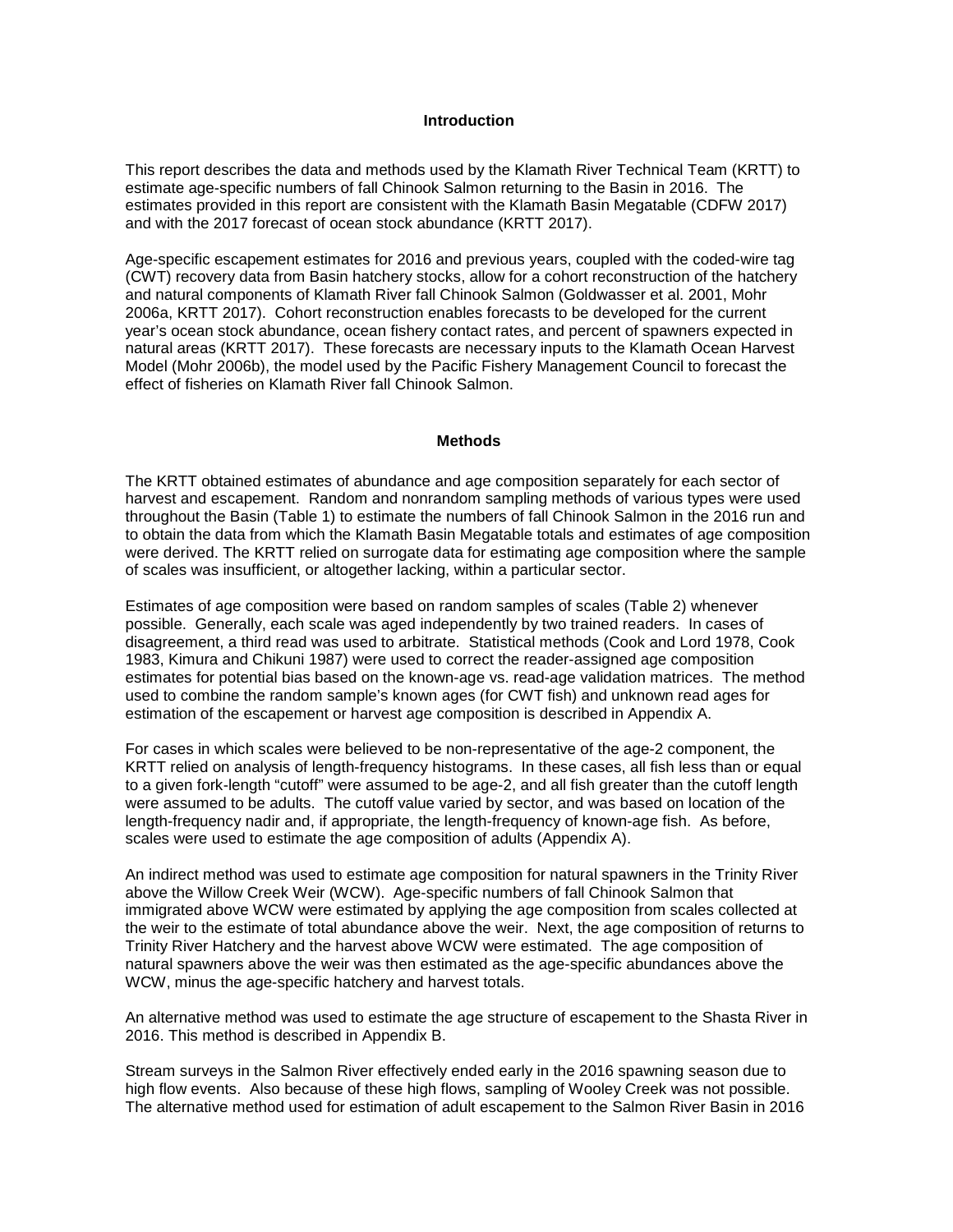## Introduction

This report describes the data and methods used by the Klamath River Technical Team (KRTT) to estimate age-specific numbers of fall Chinook Salmon returning to the Basin in 2016. The estimates provided in this report are consistent with the Klamath Basin Megatable (CDFW 2017) and with the 2017 forecast of ocean stock abundance (KRTT 2017).

Age-specific escapement estimates for 2016 and previous years, coupled with the coded-wire tag (CWT) recovery data from Basin hatchery stocks, allow for a cohort reconstruction of the hatchery and natural components of Klamath River fall Chinook Salmon (Goldwasser et al. 2001, Mohr 2006a, KRTT 2017). Cohort reconstruction enables forecasts to be developed for the current year's ocean stock abundance, ocean fishery contact rates, and percent of spawners expected in natural areas (KRTT 2017). These forecasts are necessary inputs to the Klamath Ocean Harvest Model (Mohr 2006b), the model used by the Pacific Fishery Management Council to forecast the effect of fisheries on Klamath River fall Chinook Salmon.

## Methods

The KRTT obtained estimates of abundance and age composition separately for each sector of harvest and escapement. Random and nonrandom sampling methods of various types were used throughout the Basin (Table 1) to estimate the numbers of fall Chinook Salmon in the 2016 run and to obtain the data from which the Klamath Basin Megatable totals and estimates of age composition were derived. The KRTT relied on surrogate data for estimating age composition where the sample of scales was insufficient, or altogether lacking, within a particular sector.

Estimates of age composition were based on random samples of scales (Table 2) whenever possible. Generally, each scale was aged independently by two trained readers. In cases of disagreement, a third read was used to arbitrate. Statistical methods (Cook and Lord 1978, Cook 1983, Kimura and Chikuni 1987) were used to correct the reader-assigned age composition estimates for potential bias based on the known-age vs. read-age validation matrices. The method used to combine the random sample's known ages (for CWT fish) and unknown read ages for estimation of the escapement or harvest age composition is described in Appendix A.

For cases in which scales were believed to be non-representative of the age-2 component, the KRTT relied on analysis of length-frequency histograms. In these cases, all fish less than or equal to a given fork-length "cutoff" were assumed to be age-2, and all fish greater than the cutoff length were assumed to be adults. The cutoff value varied by sector, and was based on location of the length-frequency nadir and, if appropriate, the length-frequency of known-age fish. As before, scales were used to estimate the age composition of adults (Appendix A).

An indirect method was used to estimate age composition for natural spawners in the Trinity River above the Willow Creek Weir (WCW). Age-specific numbers of fall Chinook Salmon that immigrated above WCW were estimated by applying the age composition from scales collected at the weir to the estimate of total abundance above the weir. Next, the age composition of returns to Trinity River Hatchery and the harvest above WCW were estimated. The age composition of natural spawners above the weir was then estimated as the age-specific abundances above the WCW, minus the age-specific hatchery and harvest totals.

An alternative method was used to estimate the age structure of escapement to the Shasta River in 2016. This method is described in Appendix B.

Stream surveys in the Salmon River effectively ended early in the 2016 spawning season due to high flow events. Also because of these high flows, sampling of Wooley Creek was not possible. The alternative method used for estimation of adult escapement to the Salmon River Basin in 2016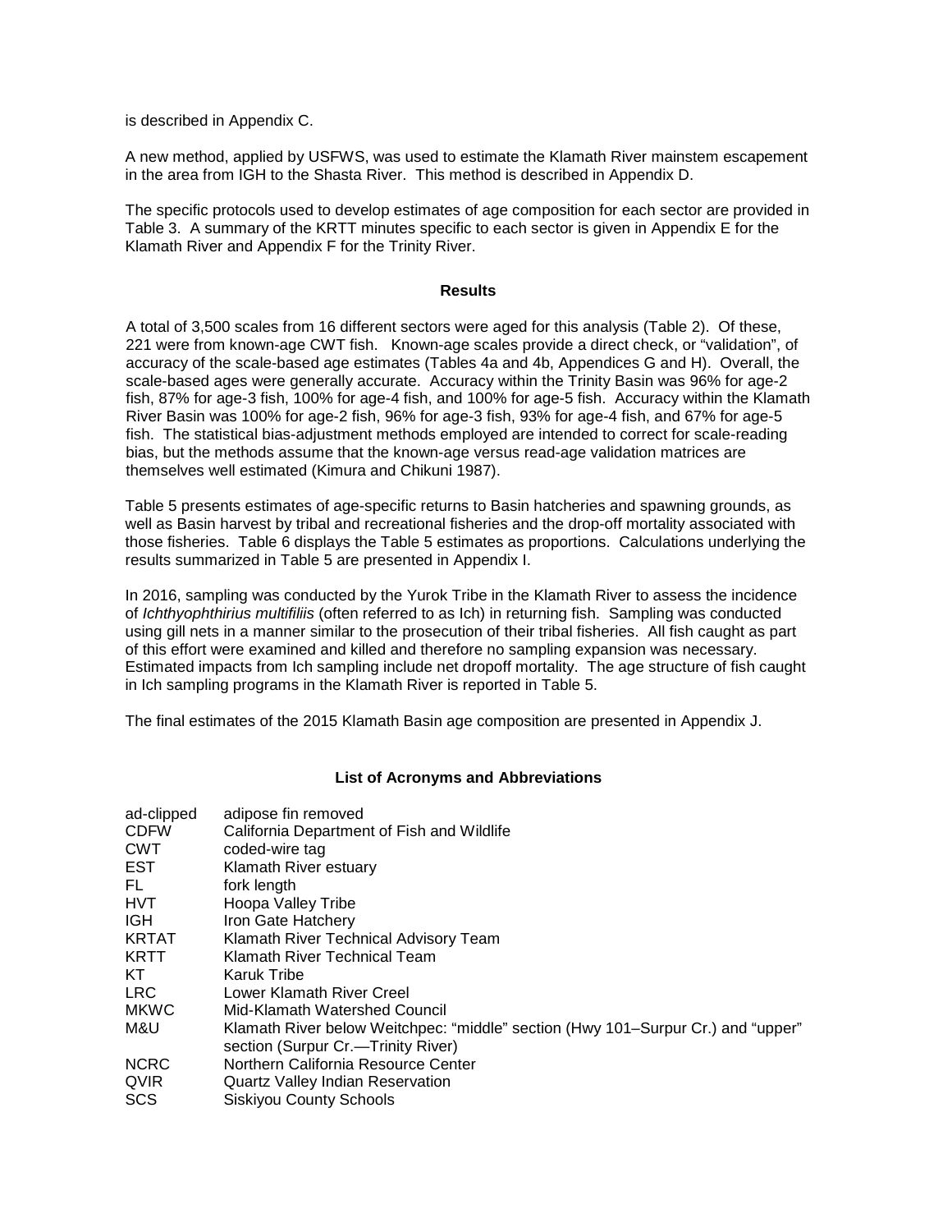is described in Appendix C.

A new method, applied by USFWS, was used to estimate the Klamath River mainstem escapement in the area from IGH to the Shasta River. This method is described in Appendix D.

The specific protocols used to develop estimates of age composition for each sector are provided in Table 3. A summary of the KRTT minutes specific to each sector is given in Appendix E for the Klamath River and Appendix F for the Trinity River.

## Results

A total of 3,500 scales from 16 different sectors were aged for this analysis (Table 2). Of these, 221 were from known-age CWT fish. Known-age scales provide a direct check, or "validation", of accuracy of the scale-based age estimates (Tables 4a and 4b, Appendices G and H). Overall, the scale-based ages were generally accurate. Accuracy within the Trinity Basin was 96% for age-2 fish, 87% for age-3 fish, 100% for age-4 fish, and 100% for age-5 fish. Accuracy within the Klamath River Basin was 100% for age-2 fish, 96% for age-3 fish, 93% for age-4 fish, and 67% for age-5 fish. The statistical bias-adjustment methods employed are intended to correct for scale-reading bias, but the methods assume that the known-age versus read-age validation matrices are themselves well estimated (Kimura and Chikuni 1987).

Table 5 presents estimates of age-specific returns to Basin hatcheries and spawning grounds, as well as Basin harvest by tribal and recreational fisheries and the drop-off mortality associated with those fisheries. Table 6 displays the Table 5 estimates as proportions. Calculations underlying the results summarized in Table 5 are presented in Appendix I.

In 2016, sampling was conducted by the Yurok Tribe in the Klamath River to assess the incidence of *Ichthyophthirius multifiliis* (often referred to as Ich) in returning fish. Sampling was conducted using gill nets in a manner similar to the prosecution of their tribal fisheries. All fish caught as part of this effort were examined and killed and therefore no sampling expansion was necessary. Estimated impacts from Ich sampling include net dropoff mortality. The age structure of fish caught in Ich sampling programs in the Klamath River is reported in Table 5.

The final estimates of the 2015 Klamath Basin age composition are presented in Appendix J.

## List of Acronyms and Abbreviations

| | |
|---|---|
| ad-clipped | adipose fin removed |
| CDFW | California Department of Fish and Wildlife |
| CWT | coded-wire tag |
| EST | Klamath River estuary |
| FL | fork length |
| HVT | Hoopa Valley Tribe |
| IGH | Iron Gate Hatchery |
| KRTAT | Klamath River Technical Advisory Team |
| KRTT | Klamath River Technical Team |
| KT | Karuk Tribe |
| LRC | Lower Klamath River Creel |
| MKWC | Mid-Klamath Watershed Council |
| M&U | Klamath River below Weitchpec: "middle" section (Hwy 101–Surpur Cr.) and "upper" section (Surpur Cr.—Trinity River) |
| NCRC | Northern California Resource Center |
| QVIR | Quartz Valley Indian Reservation |
| SCS | Siskiyou County Schools |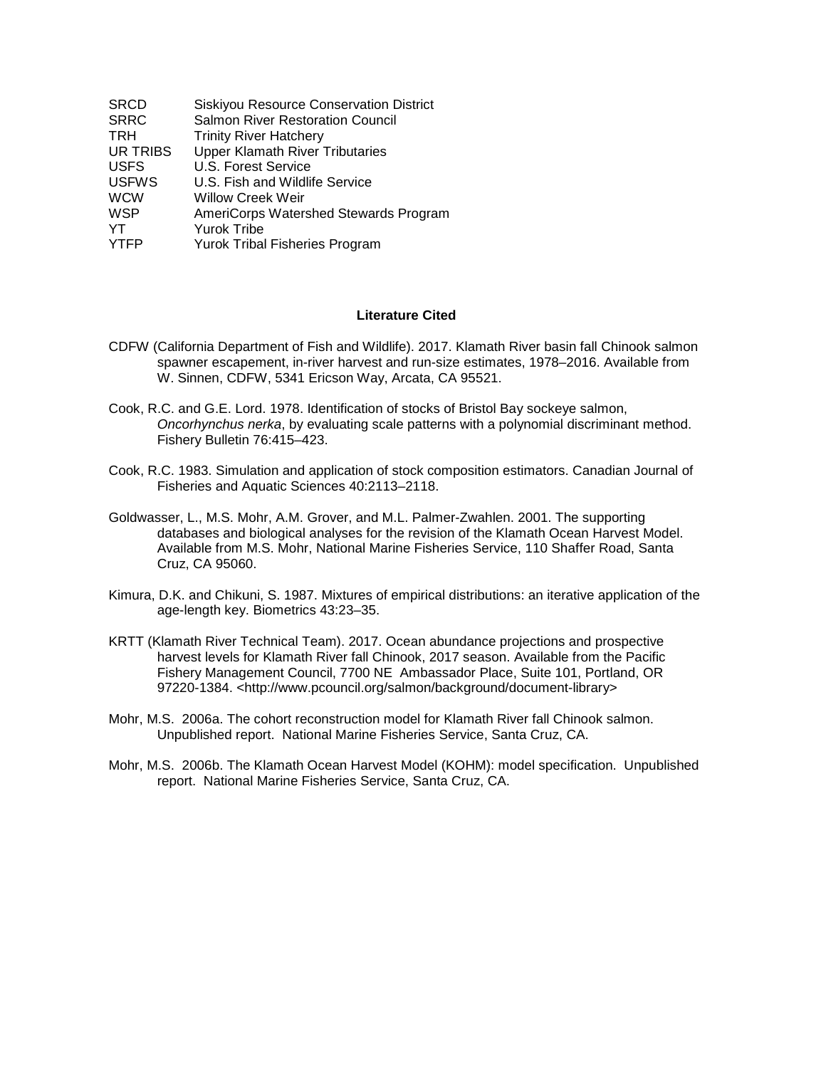| | |
|---|---|
| SRCD | Siskiyou Resource Conservation District |
| SRRC | Salmon River Restoration Council |
| TRH | Trinity River Hatchery |
| UR TRIBS | Upper Klamath River Tributaries |
| USFS | U.S. Forest Service |
| USFWS | U.S. Fish and Wildlife Service |
| WCW | Willow Creek Weir |
| WSP | AmeriCorps Watershed Stewards Program |
| YT | Yurok Tribe |
| YTFP | Yurok Tribal Fisheries Program |

**Literature Cited**

CDFW (California Department of Fish and Wildlife). 2017. Klamath River basin fall Chinook salmon spawner escapement, in-river harvest and run-size estimates, 1978–2016. Available from W. Sinnen, CDFW, 5341 Ericson Way, Arcata, CA 95521.

Cook, R.C. and G.E. Lord. 1978. Identification of stocks of Bristol Bay sockeye salmon, *Oncorhynchus nerka*, by evaluating scale patterns with a polynomial discriminant method. Fishery Bulletin 76:415–423.

Cook, R.C. 1983. Simulation and application of stock composition estimators. Canadian Journal of Fisheries and Aquatic Sciences 40:2113–2118.

Goldwasser, L., M.S. Mohr, A.M. Grover, and M.L. Palmer-Zwahlen. 2001. The supporting databases and biological analyses for the revision of the Klamath Ocean Harvest Model. Available from M.S. Mohr, National Marine Fisheries Service, 110 Shaffer Road, Santa Cruz, CA 95060.

Kimura, D.K. and Chikuni, S. 1987. Mixtures of empirical distributions: an iterative application of the age-length key. Biometrics 43:23–35.

KRTT (Klamath River Technical Team). 2017. Ocean abundance projections and prospective harvest levels for Klamath River fall Chinook, 2017 season. Available from the Pacific Fishery Management Council, 7700 NE Ambassador Place, Suite 101, Portland, OR 97220-1384. <http://www.pcouncil.org/salmon/background/document-library>

Mohr, M.S. 2006a. The cohort reconstruction model for Klamath River fall Chinook salmon. Unpublished report. National Marine Fisheries Service, Santa Cruz, CA.

Mohr, M.S. 2006b. The Klamath Ocean Harvest Model (KOHM): model specification. Unpublished report. National Marine Fisheries Service, Santa Cruz, CA.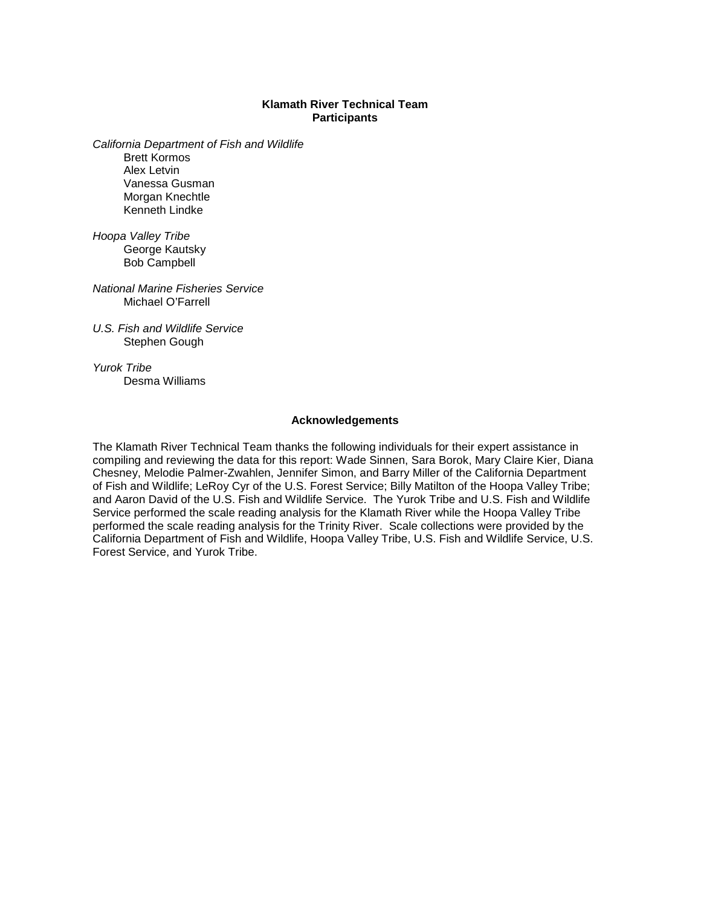**Klamath River Technical Team**
**Participants**

*California Department of Fish and Wildlife*

Brett Kormos
Alex Letvin
Vanessa Gusman
Morgan Knechtle
Kenneth Lindke

*Hoopa Valley Tribe*

George Kautsky
Bob Campbell

*National Marine Fisheries Service*

Michael O'Farrell

*U.S. Fish and Wildlife Service*

Stephen Gough

*Yurok Tribe*

Desma Williams

**Acknowledgements**

The Klamath River Technical Team thanks the following individuals for their expert assistance in compiling and reviewing the data for this report: Wade Sinnen, Sara Borok, Mary Claire Kier, Diana Chesney, Melodie Palmer-Zwahlen, Jennifer Simon, and Barry Miller of the California Department of Fish and Wildlife; LeRoy Cyr of the U.S. Forest Service; Billy Matilton of the Hoopa Valley Tribe; and Aaron David of the U.S. Fish and Wildlife Service. The Yurok Tribe and U.S. Fish and Wildlife Service performed the scale reading analysis for the Klamath River while the Hoopa Valley Tribe performed the scale reading analysis for the Trinity River. Scale collections were provided by the California Department of Fish and Wildlife, Hoopa Valley Tribe, U.S. Fish and Wildlife Service, U.S. Forest Service, and Yurok Tribe.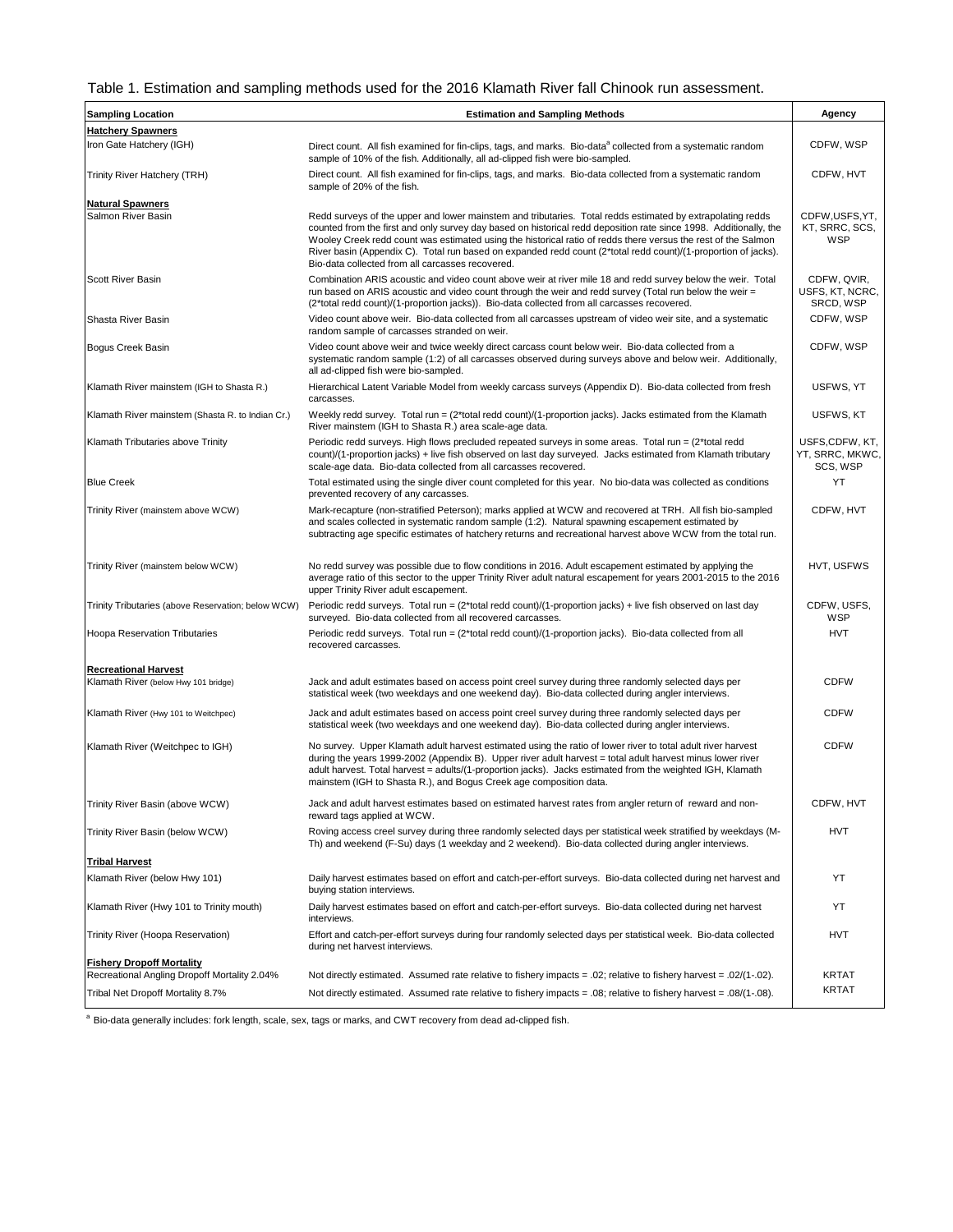Table 1. Estimation and sampling methods used for the 2016 Klamath River fall Chinook run assessment.

| Sampling Location | Estimation and Sampling Methods | Agency |
|---|---|---|
| **Hatchery Spawners** | | |
| Iron Gate Hatchery (IGH) | Direct count. All fish examined for fin-clips, tags, and marks. Bio-data[a] collected from a systematic random sample of 10% of the fish. Additionally, all ad-clipped fish were bio-sampled. | CDFW, WSP |
| Trinity River Hatchery (TRH) | Direct count. All fish examined for fin-clips, tags, and marks. Bio-data collected from a systematic random sample of 20% of the fish. | CDFW, HVT |
| **Natural Spawners** | | |
| Salmon River Basin | Redd surveys of the upper and lower mainstem and tributaries. Total redds estimated by extrapolating redds counted from the first and only survey day based on historical redd deposition rate since 1998. Additionally, the Wooley Creek redd count was estimated using the historical ratio of redds there versus the rest of the Salmon River basin (Appendix C). Total run based on expanded redd count (2*total redd count)/(1-proportion of jacks). Bio-data collected from all carcasses recovered. | CDFW,USFS,YT, KT, SRRC, SCS, WSP |
| Scott River Basin | Combination ARIS acoustic and video count above weir at river mile 18 and redd survey below the weir. Total run based on ARIS acoustic and video count through the weir and redd survey (Total run below the weir = (2*total redd count)/(1-proportion jacks)). Bio-data collected from all carcasses recovered. | CDFW, QVIR, USFS, KT, NCRC, SRCD, WSP |
| Shasta River Basin | Video count above weir. Bio-data collected from all carcasses upstream of video weir site, and a systematic random sample of carcasses stranded on weir. | CDFW, WSP |
| Bogus Creek Basin | Video count above weir and twice weekly direct carcass count below weir. Bio-data collected from a systematic random sample (1:2) of all carcasses observed during surveys above and below weir. Additionally, all ad-clipped fish were bio-sampled. | CDFW, WSP |
| Klamath River mainstem (IGH to Shasta R.) | Hierarchical Latent Variable Model from weekly carcass surveys (Appendix D). Bio-data collected from fresh carcasses. | USFWS, YT |
| Klamath River mainstem (Shasta R. to Indian Cr.) | Weekly redd survey. Total run = (2*total redd count)/(1-proportion jacks). Jacks estimated from the Klamath River mainstem (IGH to Shasta R.) area scale-age data. | USFWS, KT |
| Klamath Tributaries above Trinity | Periodic redd surveys. High flows precluded repeated surveys in some areas. Total run = (2*total redd count)/(1-proportion jacks) + live fish observed on last day surveyed. Jacks estimated from Klamath tributary scale-age data. Bio-data collected from all carcasses recovered. | USFS,CDFW, KT, YT, SRRC, MKWC, SCS, WSP |
| Blue Creek | Total estimated using the single diver count completed for this year. No bio-data was collected as conditions prevented recovery of any carcasses. | YT |
| Trinity River (mainstem above WCW) | Mark-recapture (non-stratified Peterson); marks applied at WCW and recovered at TRH. All fish bio-sampled and scales collected in systematic random sample (1:2). Natural spawning escapement estimated by subtracting age specific estimates of hatchery returns and recreational harvest above WCW from the total run. | CDFW, HVT |
| Trinity River (mainstem below WCW) | No redd survey was possible due to flow conditions in 2016. Adult escapement estimated by applying the average ratio of this sector to the upper Trinity River adult natural escapement for years 2001-2015 to the 2016 upper Trinity River adult escapement. | HVT, USFWS |
| Trinity Tributaries (above Reservation; below WCW) | Periodic redd surveys. Total run = (2*total redd count)/(1-proportion jacks) + live fish observed on last day surveyed. Bio-data collected from all recovered carcasses. | CDFW, USFS, WSP |
| Hoopa Reservation Tributaries | Periodic redd surveys. Total run = (2*total redd count)/(1-proportion jacks). Bio-data collected from all recovered carcasses. | HVT |
| **Recreational Harvest** | | |
| Klamath River (below Hwy 101 bridge) | Jack and adult estimates based on access point creel survey during three randomly selected days per statistical week (two weekdays and one weekend day). Bio-data collected during angler interviews. | CDFW |
| Klamath River (Hwy 101 to Weitchpec) | Jack and adult estimates based on access point creel survey during three randomly selected days per statistical week (two weekdays and one weekend day). Bio-data collected during angler interviews. | CDFW |
| Klamath River (Weitchpec to IGH) | No survey. Upper Klamath adult harvest estimated using the ratio of lower river to total adult river harvest during the years 1999-2002 (Appendix B). Upper river adult harvest = total adult harvest minus lower river adult harvest. Total harvest = adults/(1-proportion jacks). Jacks estimated from the weighted IGH, Klamath mainstem (IGH to Shasta R.), and Bogus Creek age composition data. | CDFW |
| Trinity River Basin (above WCW) | Jack and adult harvest estimates based on estimated harvest rates from angler return of reward and non-reward tags applied at WCW. | CDFW, HVT |
| Trinity River Basin (below WCW) | Roving access creel survey during three randomly selected days per statistical week stratified by weekdays (M-Th) and weekend (F-Su) days (1 weekday and 2 weekend). Bio-data collected during angler interviews. | HVT |
| **Tribal Harvest** | | |
| Klamath River (below Hwy 101) | Daily harvest estimates based on effort and catch-per-effort surveys. Bio-data collected during net harvest and buying station interviews. | YT |
| Klamath River (Hwy 101 to Trinity mouth) | Daily harvest estimates based on effort and catch-per-effort surveys. Bio-data collected during net harvest interviews. | YT |
| Trinity River (Hoopa Reservation) | Effort and catch-per-effort surveys during four randomly selected days per statistical week. Bio-data collected during net harvest interviews. | HVT |
| **Fishery Dropoff Mortality** | | |
| Recreational Angling Dropoff Mortality 2.04% | Not directly estimated. Assumed rate relative to fishery impacts = .02; relative to fishery harvest = .02/(1-.02). | KRTAT |
| Tribal Net Dropoff Mortality 8.7% | Not directly estimated. Assumed rate relative to fishery impacts = .08; relative to fishery harvest = .08/(1-.08). | KRTAT |

[a] Bio-data generally includes: fork length, scale, sex, tags or marks, and CWT recovery from dead ad-clipped fish.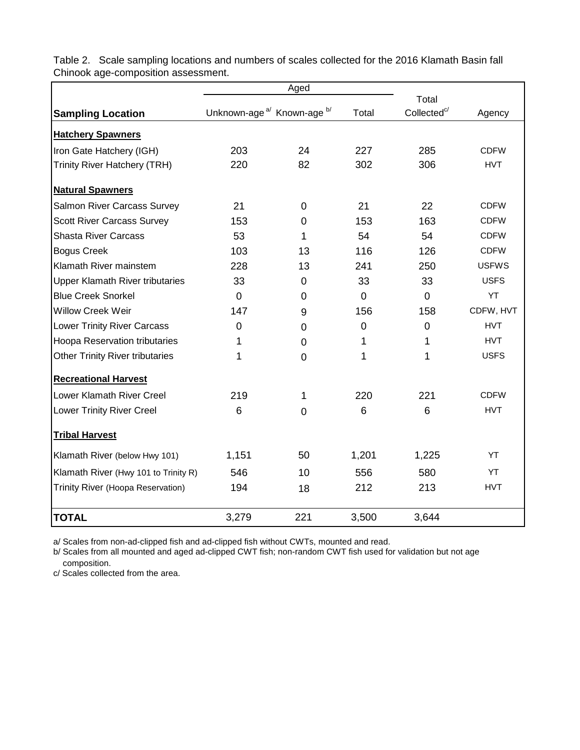Table 2. Scale sampling locations and numbers of scales collected for the 2016 Klamath Basin fall Chinook age-composition assessment.

| Sampling Location | Aged | | | Total Collected[c/] | Agency |
|---|---|---|---|---|---|
| | Unknown-age[a/] | Known-age[b/] | Total | | |
| **Hatchery Spawners** | | | | | |
| Iron Gate Hatchery (IGH) | 203 | 24 | 227 | 285 | CDFW |
| Trinity River Hatchery (TRH) | 220 | 82 | 302 | 306 | HVT |
| **Natural Spawners** | | | | | |
| Salmon River Carcass Survey | 21 | 0 | 21 | 22 | CDFW |
| Scott River Carcass Survey | 153 | 0 | 153 | 163 | CDFW |
| Shasta River Carcass | 53 | 1 | 54 | 54 | CDFW |
| Bogus Creek | 103 | 13 | 116 | 126 | CDFW |
| Klamath River mainstem | 228 | 13 | 241 | 250 | USFWS |
| Upper Klamath River tributaries | 33 | 0 | 33 | 33 | USFS |
| Blue Creek Snorkel | 0 | 0 | 0 | 0 | YT |
| Willow Creek Weir | 147 | 9 | 156 | 158 | CDFW, HVT |
| Lower Trinity River Carcass | 0 | 0 | 0 | 0 | HVT |
| Hoopa Reservation tributaries | 1 | 0 | 1 | 1 | HVT |
| Other Trinity River tributaries | 1 | 0 | 1 | 1 | USFS |
| **Recreational Harvest** | | | | | |
| Lower Klamath River Creel | 219 | 1 | 220 | 221 | CDFW |
| Lower Trinity River Creel | 6 | 0 | 6 | 6 | HVT |
| **Tribal Harvest** | | | | | |
| Klamath River (below Hwy 101) | 1,151 | 50 | 1,201 | 1,225 | YT |
| Klamath River (Hwy 101 to Trinity R) | 546 | 10 | 556 | 580 | YT |
| Trinity River (Hoopa Reservation) | 194 | 18 | 212 | 213 | HVT |
| **TOTAL** | 3,279 | 221 | 3,500 | 3,644 | |

a/ Scales from non-ad-clipped fish and ad-clipped fish without CWTs, mounted and read.

b/ Scales from all mounted and aged ad-clipped CWT fish; non-random CWT fish used for validation but not age composition.

c/ Scales collected from the area.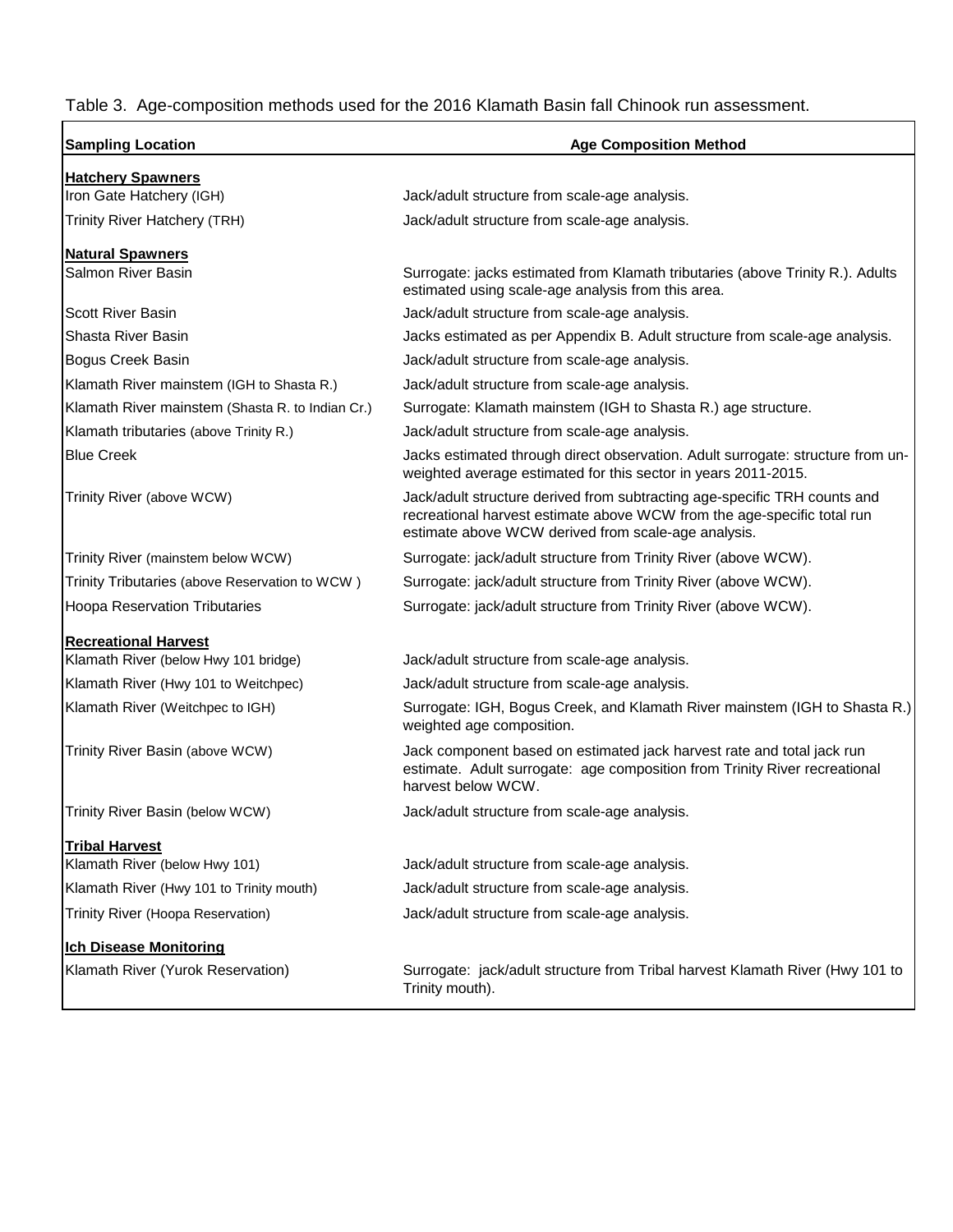Table 3. Age-composition methods used for the 2016 Klamath Basin fall Chinook run assessment.

| Sampling Location | Age Composition Method |
|---|---|
| **Hatchery Spawners** | |
| Iron Gate Hatchery (IGH) | Jack/adult structure from scale-age analysis. |
| Trinity River Hatchery (TRH) | Jack/adult structure from scale-age analysis. |
| **Natural Spawners** | |
| Salmon River Basin | Surrogate: jacks estimated from Klamath tributaries (above Trinity R.). Adults estimated using scale-age analysis from this area. |
| Scott River Basin | Jack/adult structure from scale-age analysis. |
| Shasta River Basin | Jacks estimated as per Appendix B. Adult structure from scale-age analysis. |
| Bogus Creek Basin | Jack/adult structure from scale-age analysis. |
| Klamath River mainstem (IGH to Shasta R.) | Jack/adult structure from scale-age analysis. |
| Klamath River mainstem (Shasta R. to Indian Cr.) | Surrogate: Klamath mainstem (IGH to Shasta R.) age structure. |
| Klamath tributaries (above Trinity R.) | Jack/adult structure from scale-age analysis. |
| Blue Creek | Jacks estimated through direct observation. Adult surrogate: structure from un-weighted average estimated for this sector in years 2011-2015. |
| Trinity River (above WCW) | Jack/adult structure derived from subtracting age-specific TRH counts and recreational harvest estimate above WCW from the age-specific total run estimate above WCW derived from scale-age analysis. |
| Trinity River (mainstem below WCW) | Surrogate: jack/adult structure from Trinity River (above WCW). |
| Trinity Tributaries (above Reservation to WCW ) | Surrogate: jack/adult structure from Trinity River (above WCW). |
| Hoopa Reservation Tributaries | Surrogate: jack/adult structure from Trinity River (above WCW). |
| **Recreational Harvest** | |
| Klamath River (below Hwy 101 bridge) | Jack/adult structure from scale-age analysis. |
| Klamath River (Hwy 101 to Weitchpec) | Jack/adult structure from scale-age analysis. |
| Klamath River (Weitchpec to IGH) | Surrogate: IGH, Bogus Creek, and Klamath River mainstem (IGH to Shasta R.) weighted age composition. |
| Trinity River Basin (above WCW) | Jack component based on estimated jack harvest rate and total jack run estimate. Adult surrogate: age composition from Trinity River recreational harvest below WCW. |
| Trinity River Basin (below WCW) | Jack/adult structure from scale-age analysis. |
| **Tribal Harvest** | |
| Klamath River (below Hwy 101) | Jack/adult structure from scale-age analysis. |
| Klamath River (Hwy 101 to Trinity mouth) | Jack/adult structure from scale-age analysis. |
| Trinity River (Hoopa Reservation) | Jack/adult structure from scale-age analysis. |
| **Ich Disease Monitoring** | |
| Klamath River (Yurok Reservation) | Surrogate: jack/adult structure from Tribal harvest Klamath River (Hwy 101 to Trinity mouth). |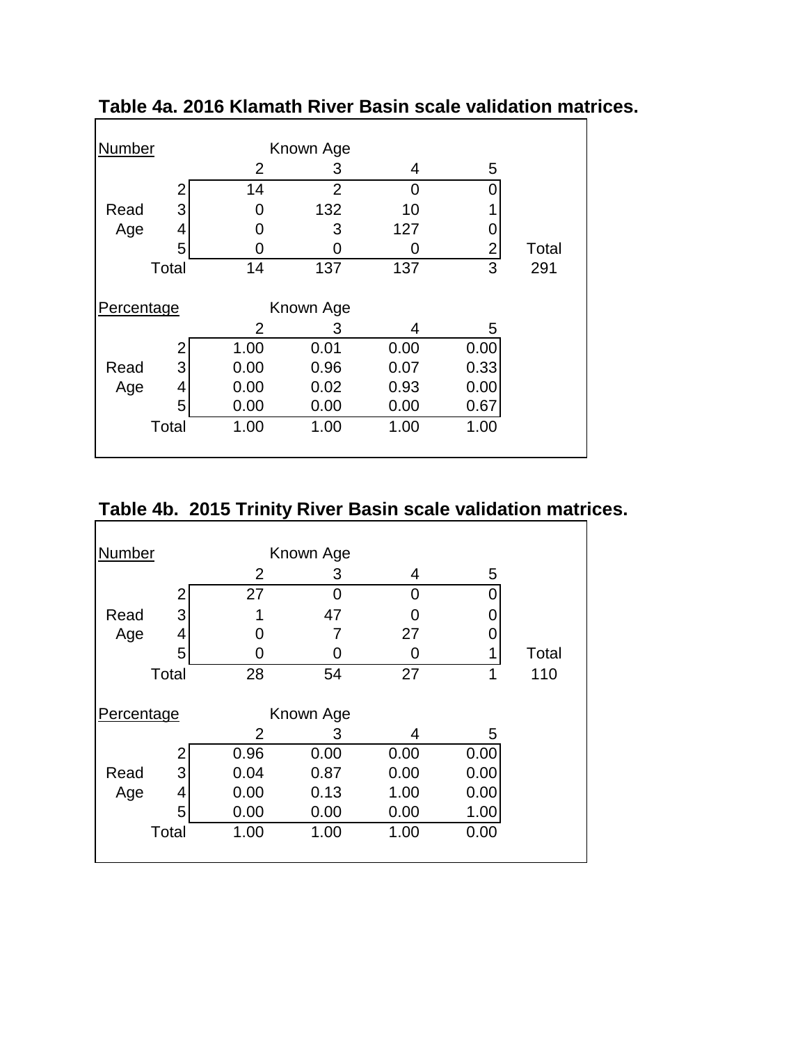**Table 4a. 2016 Klamath River Basin scale validation matrices.**

Number

| | | Known Age | | | | |
|---|---|---|---|---|---|---|
| | | 2 | 3 | 4 | 5 | |
| | 2 | 14 | 2 | 0 | 0 | |
| Read | 3 | 0 | 132 | 10 | 1 | |
| Age | 4 | 0 | 3 | 127 | 0 | |
| | 5 | 0 | 0 | 0 | 2 | Total |
| | Total | 14 | 137 | 137 | 3 | 291 |

Percentage

| | | Known Age | | | |
|---|---|---|---|---|---|
| | | 2 | 3 | 4 | 5 |
| | 2 | 1.00 | 0.01 | 0.00 | 0.00 |
| Read | 3 | 0.00 | 0.96 | 0.07 | 0.33 |
| Age | 4 | 0.00 | 0.02 | 0.93 | 0.00 |
| | 5 | 0.00 | 0.00 | 0.00 | 0.67 |
| | Total | 1.00 | 1.00 | 1.00 | 1.00 |

**Table 4b. 2015 Trinity River Basin scale validation matrices.**

Number

| | | Known Age | | | | |
|---|---|---|---|---|---|---|
| | | 2 | 3 | 4 | 5 | |
| | 2 | 27 | 0 | 0 | 0 | |
| Read | 3 | 1 | 47 | 0 | 0 | |
| Age | 4 | 0 | 7 | 27 | 0 | |
| | 5 | 0 | 0 | 0 | 1 | Total |
| | Total | 28 | 54 | 27 | 1 | 110 |

Percentage

| | | Known Age | | | |
|---|---|---|---|---|---|
| | | 2 | 3 | 4 | 5 |
| | 2 | 0.96 | 0.00 | 0.00 | 0.00 |
| Read | 3 | 0.04 | 0.87 | 0.00 | 0.00 |
| Age | 4 | 0.00 | 0.13 | 1.00 | 0.00 |
| | 5 | 0.00 | 0.00 | 0.00 | 1.00 |
| | Total | 1.00 | 1.00 | 1.00 | 0.00 |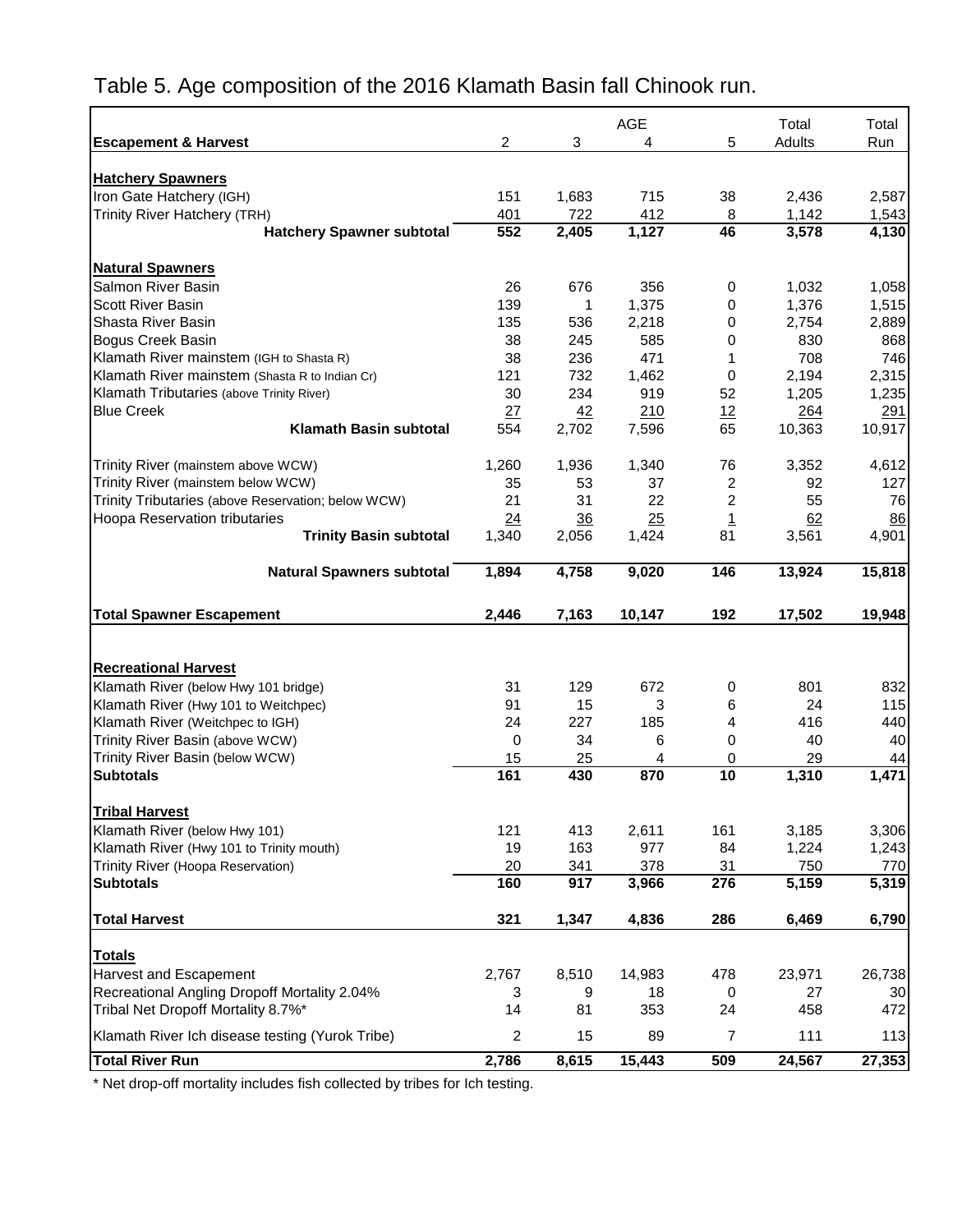# Table 5. Age composition of the 2016 Klamath Basin fall Chinook run.

| Escapement & Harvest | AGE 2 | 3 | 4 | 5 | Total Adults | Total Run |
|---|---|---|---|---|---|---|
| **Hatchery Spawners** | | | | | | |
| Iron Gate Hatchery (IGH) | 151 | 1,683 | 715 | 38 | 2,436 | 2,587 |
| Trinity River Hatchery (TRH) | 401 | 722 | 412 | 8 | 1,142 | 1,543 |
| **Hatchery Spawner subtotal** | **552** | **2,405** | **1,127** | **46** | **3,578** | **4,130** |
| **Natural Spawners** | | | | | | |
| Salmon River Basin | 26 | 676 | 356 | 0 | 1,032 | 1,058 |
| Scott River Basin | 139 | 1 | 1,375 | 0 | 1,376 | 1,515 |
| Shasta River Basin | 135 | 536 | 2,218 | 0 | 2,754 | 2,889 |
| Bogus Creek Basin | 38 | 245 | 585 | 0 | 830 | 868 |
| Klamath River mainstem (IGH to Shasta R) | 38 | 236 | 471 | 1 | 708 | 746 |
| Klamath River mainstem (Shasta R to Indian Cr) | 121 | 732 | 1,462 | 0 | 2,194 | 2,315 |
| Klamath Tributaries (above Trinity River) | 30 | 234 | 919 | 52 | 1,205 | 1,235 |
| Blue Creek | 27 | 42 | 210 | 12 | 264 | 291 |
| **Klamath Basin subtotal** | 554 | 2,702 | 7,596 | 65 | 10,363 | 10,917 |
| Trinity River (mainstem above WCW) | 1,260 | 1,936 | 1,340 | 76 | 3,352 | 4,612 |
| Trinity River (mainstem below WCW) | 35 | 53 | 37 | 2 | 92 | 127 |
| Trinity Tributaries (above Reservation; below WCW) | 21 | 31 | 22 | 2 | 55 | 76 |
| Hoopa Reservation tributaries | 24 | 36 | 25 | 1 | 62 | 86 |
| **Trinity Basin subtotal** | 1,340 | 2,056 | 1,424 | 81 | 3,561 | 4,901 |
| **Natural Spawners subtotal** | **1,894** | **4,758** | **9,020** | **146** | **13,924** | **15,818** |
| **Total Spawner Escapement** | **2,446** | **7,163** | **10,147** | **192** | **17,502** | **19,948** |
| **Recreational Harvest** | | | | | | |
| Klamath River (below Hwy 101 bridge) | 31 | 129 | 672 | 0 | 801 | 832 |
| Klamath River (Hwy 101 to Weitchpec) | 91 | 15 | 3 | 6 | 24 | 115 |
| Klamath River (Weitchpec to IGH) | 24 | 227 | 185 | 4 | 416 | 440 |
| Trinity River Basin (above WCW) | 0 | 34 | 6 | 0 | 40 | 40 |
| Trinity River Basin (below WCW) | 15 | 25 | 4 | 0 | 29 | 44 |
| **Subtotals** | **161** | **430** | **870** | **10** | **1,310** | **1,471** |
| **Tribal Harvest** | | | | | | |
| Klamath River (below Hwy 101) | 121 | 413 | 2,611 | 161 | 3,185 | 3,306 |
| Klamath River (Hwy 101 to Trinity mouth) | 19 | 163 | 977 | 84 | 1,224 | 1,243 |
| Trinity River (Hoopa Reservation) | 20 | 341 | 378 | 31 | 750 | 770 |
| **Subtotals** | **160** | **917** | **3,966** | **276** | **5,159** | **5,319** |
| **Total Harvest** | **321** | **1,347** | **4,836** | **286** | **6,469** | **6,790** |
| **Totals** | | | | | | |
| Harvest and Escapement | 2,767 | 8,510 | 14,983 | 478 | 23,971 | 26,738 |
| Recreational Angling Dropoff Mortality 2.04% | 3 | 9 | 18 | 0 | 27 | 30 |
| Tribal Net Dropoff Mortality 8.7%* | 14 | 81 | 353 | 24 | 458 | 472 |
| Klamath River Ich disease testing (Yurok Tribe) | 2 | 15 | 89 | 7 | 111 | 113 |
| **Total River Run** | **2,786** | **8,615** | **15,443** | **509** | **24,567** | **27,353** |

* Net drop-off mortality includes fish collected by tribes for Ich testing.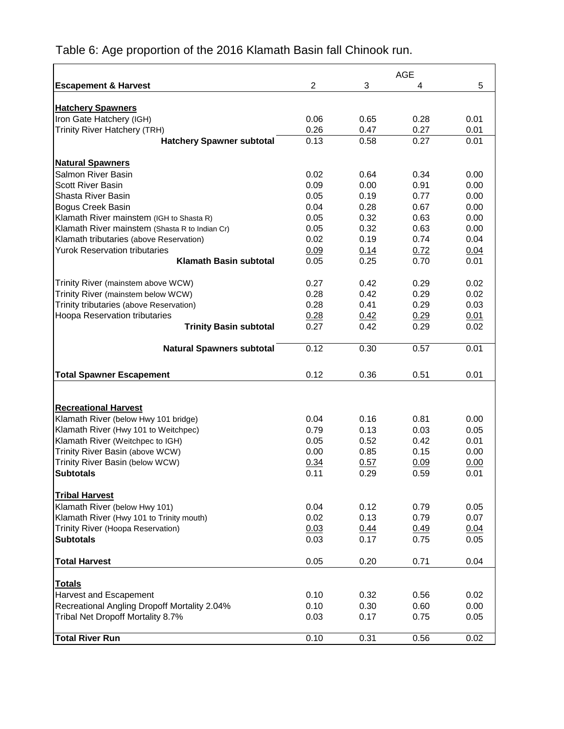Table 6: Age proportion of the 2016 Klamath Basin fall Chinook run.

| Escapement & Harvest | AGE 2 | 3 | 4 | 5 |
|---|---|---|---|---|
| **Hatchery Spawners** | | | | |
| Iron Gate Hatchery (IGH) | 0.06 | 0.65 | 0.28 | 0.01 |
| Trinity River Hatchery (TRH) | 0.26 | 0.47 | 0.27 | 0.01 |
| **Hatchery Spawner subtotal** | 0.13 | 0.58 | 0.27 | 0.01 |
| **Natural Spawners** | | | | |
| Salmon River Basin | 0.02 | 0.64 | 0.34 | 0.00 |
| Scott River Basin | 0.09 | 0.00 | 0.91 | 0.00 |
| Shasta River Basin | 0.05 | 0.19 | 0.77 | 0.00 |
| Bogus Creek Basin | 0.04 | 0.28 | 0.67 | 0.00 |
| Klamath River mainstem (IGH to Shasta R) | 0.05 | 0.32 | 0.63 | 0.00 |
| Klamath River mainstem (Shasta R to Indian Cr) | 0.05 | 0.32 | 0.63 | 0.00 |
| Klamath tributaries (above Reservation) | 0.02 | 0.19 | 0.74 | 0.04 |
| Yurok Reservation tributaries | 0.09 | 0.14 | 0.72 | 0.04 |
| **Klamath Basin subtotal** | 0.05 | 0.25 | 0.70 | 0.01 |
| Trinity River (mainstem above WCW) | 0.27 | 0.42 | 0.29 | 0.02 |
| Trinity River (mainstem below WCW) | 0.28 | 0.42 | 0.29 | 0.02 |
| Trinity tributaries (above Reservation) | 0.28 | 0.41 | 0.29 | 0.03 |
| Hoopa Reservation tributaries | 0.28 | 0.42 | 0.29 | 0.01 |
| **Trinity Basin subtotal** | 0.27 | 0.42 | 0.29 | 0.02 |
| **Natural Spawners subtotal** | 0.12 | 0.30 | 0.57 | 0.01 |
| **Total Spawner Escapement** | 0.12 | 0.36 | 0.51 | 0.01 |
| **Recreational Harvest** | | | | |
| Klamath River (below Hwy 101 bridge) | 0.04 | 0.16 | 0.81 | 0.00 |
| Klamath River (Hwy 101 to Weitchpec) | 0.79 | 0.13 | 0.03 | 0.05 |
| Klamath River (Weitchpec to IGH) | 0.05 | 0.52 | 0.42 | 0.01 |
| Trinity River Basin (above WCW) | 0.00 | 0.85 | 0.15 | 0.00 |
| Trinity River Basin (below WCW) | 0.34 | 0.57 | 0.09 | 0.00 |
| **Subtotals** | 0.11 | 0.29 | 0.59 | 0.01 |
| **Tribal Harvest** | | | | |
| Klamath River (below Hwy 101) | 0.04 | 0.12 | 0.79 | 0.05 |
| Klamath River (Hwy 101 to Trinity mouth) | 0.02 | 0.13 | 0.79 | 0.07 |
| Trinity River (Hoopa Reservation) | 0.03 | 0.44 | 0.49 | 0.04 |
| **Subtotals** | 0.03 | 0.17 | 0.75 | 0.05 |
| **Total Harvest** | 0.05 | 0.20 | 0.71 | 0.04 |
| **Totals** | | | | |
| Harvest and Escapement | 0.10 | 0.32 | 0.56 | 0.02 |
| Recreational Angling Dropoff Mortality 2.04% | 0.10 | 0.30 | 0.60 | 0.00 |
| Tribal Net Dropoff Mortality 8.7% | 0.03 | 0.17 | 0.75 | 0.05 |
| **Total River Run** | 0.10 | 0.31 | 0.56 | 0.02 |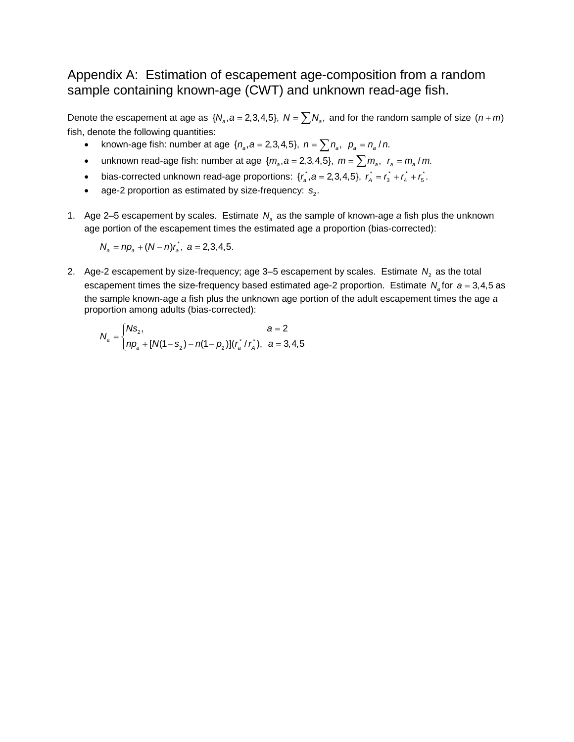# Appendix A: Estimation of escapement age-composition from a random sample containing known-age (CWT) and unknown read-age fish.

Denote the escapement at age as $\{N_a, a = 2,3,4,5\}$, $N = \sum N_a$, and for the random sample of size $(n+m)$ fish, denote the following quantities:

- known-age fish: number at age $\{n_a, a = 2,3,4,5\}$, $n = \sum n_a$, $p_a = n_a / n$.
- unknown read-age fish: number at age $\{m_a, a = 2,3,4,5\}$, $m = \sum m_a$, $r_a = m_a / m$.
- bias-corrected unknown read-age proportions: $\{r_a^*, a = 2,3,4,5\}$, $r_A^* = r_3^* + r_4^* + r_5^*$.
- age-2 proportion as estimated by size-frequency: $s_2$.

1. Age 2–5 escapement by scales. Estimate $N_a$ as the sample of known-age *a* fish plus the unknown age portion of the escapement times the estimated age *a* proportion (bias-corrected):

$$N_a = np_a + (N - n)r_a^*,\ a = 2,3,4,5.$$

2. Age-2 escapement by size-frequency; age 3–5 escapement by scales. Estimate $N_2$ as the total escapement times the size-frequency based estimated age-2 proportion. Estimate $N_a$ for $a = 3,4,5$ as the sample known-age *a* fish plus the unknown age portion of the adult escapement times the age *a* proportion among adults (bias-corrected):

$$N_a = \begin{cases} Ns_2, & a = 2 \\ np_a + [N(1 - s_2) - n(1 - p_2)](r_a^* / r_A^*), & a = 3,4,5 \end{cases}$$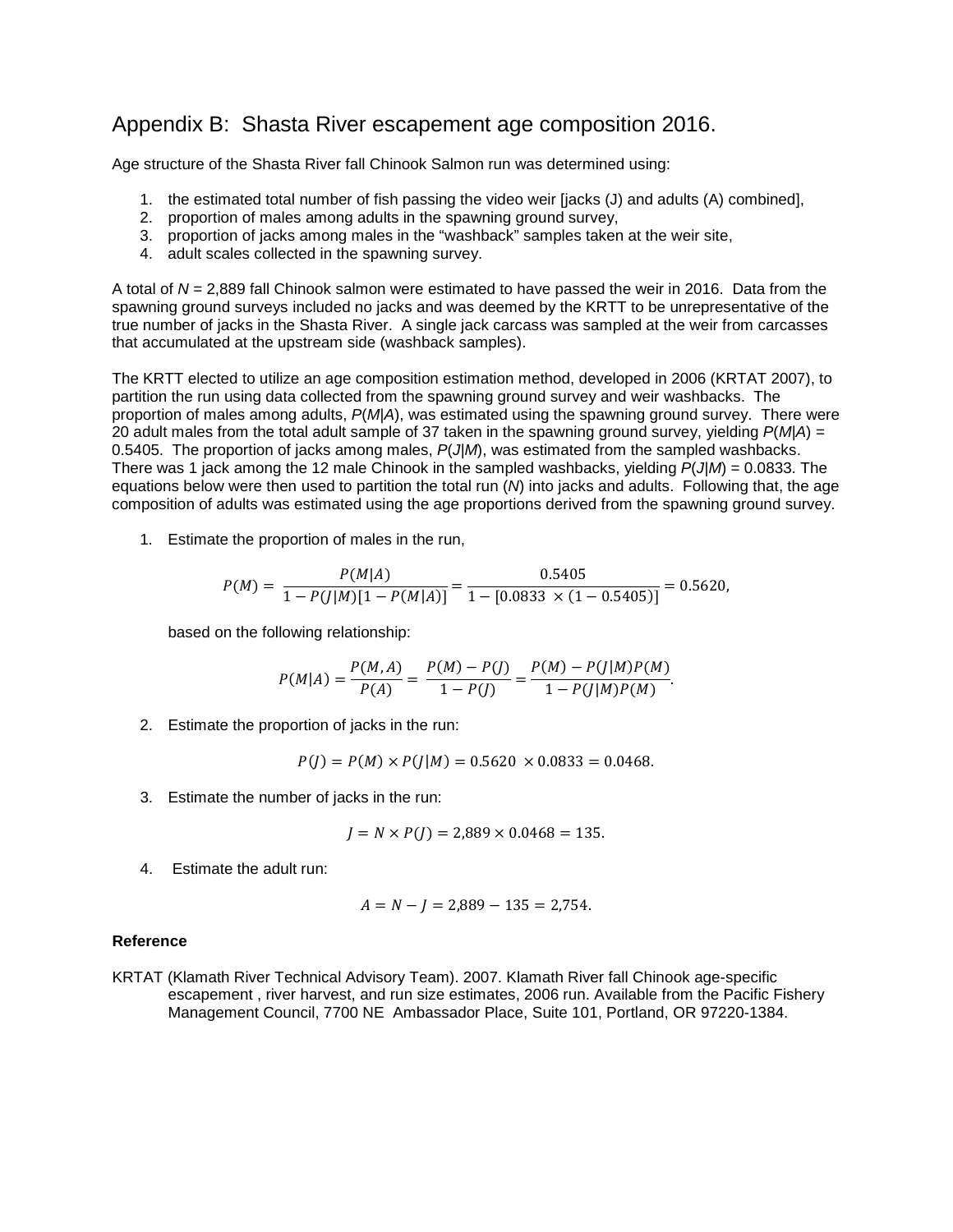## Appendix B: Shasta River escapement age composition 2016.

Age structure of the Shasta River fall Chinook Salmon run was determined using:

1. the estimated total number of fish passing the video weir [jacks (J) and adults (A) combined],
2. proportion of males among adults in the spawning ground survey,
3. proportion of jacks among males in the “washback” samples taken at the weir site,
4. adult scales collected in the spawning survey.

A total of $N$ = 2,889 fall Chinook salmon were estimated to have passed the weir in 2016. Data from the spawning ground surveys included no jacks and was deemed by the KRTT to be unrepresentative of the true number of jacks in the Shasta River. A single jack carcass was sampled at the weir from carcasses that accumulated at the upstream side (washback samples).

The KRTT elected to utilize an age composition estimation method, developed in 2006 (KRTAT 2007), to partition the run using data collected from the spawning ground survey and weir washbacks. The proportion of males among adults, $P(M|A)$, was estimated using the spawning ground survey. There were 20 adult males from the total adult sample of 37 taken in the spawning ground survey, yielding $P(M|A)$ = 0.5405. The proportion of jacks among males, $P(J|M)$, was estimated from the sampled washbacks. There was 1 jack among the 12 male Chinook in the sampled washbacks, yielding $P(J|M)$ = 0.0833. The equations below were then used to partition the total run ($N$) into jacks and adults. Following that, the age composition of adults was estimated using the age proportions derived from the spawning ground survey.

1. Estimate the proportion of males in the run,

$$P(M) = \frac{P(M|A)}{1 - P(J|M)[1 - P(M|A)]} = \frac{0.5405}{1 - [0.0833 \times (1 - 0.5405)]} = 0.5620,$$

   based on the following relationship:

$$P(M|A) = \frac{P(M,A)}{P(A)} = \frac{P(M) - P(J)}{1 - P(J)} = \frac{P(M) - P(J|M)P(M)}{1 - P(J|M)P(M)}.$$

2. Estimate the proportion of jacks in the run:

$$P(J) = P(M) \times P(J|M) = 0.5620 \times 0.0833 = 0.0468.$$

3. Estimate the number of jacks in the run:

$$J = N \times P(J) = 2{,}889 \times 0.0468 = 135.$$

4. Estimate the adult run:

$$A = N - J = 2{,}889 - 135 = 2{,}754.$$

**Reference**

KRTAT (Klamath River Technical Advisory Team). 2007. Klamath River fall Chinook age-specific escapement , river harvest, and run size estimates, 2006 run. Available from the Pacific Fishery Management Council, 7700 NE Ambassador Place, Suite 101, Portland, OR 97220-1384.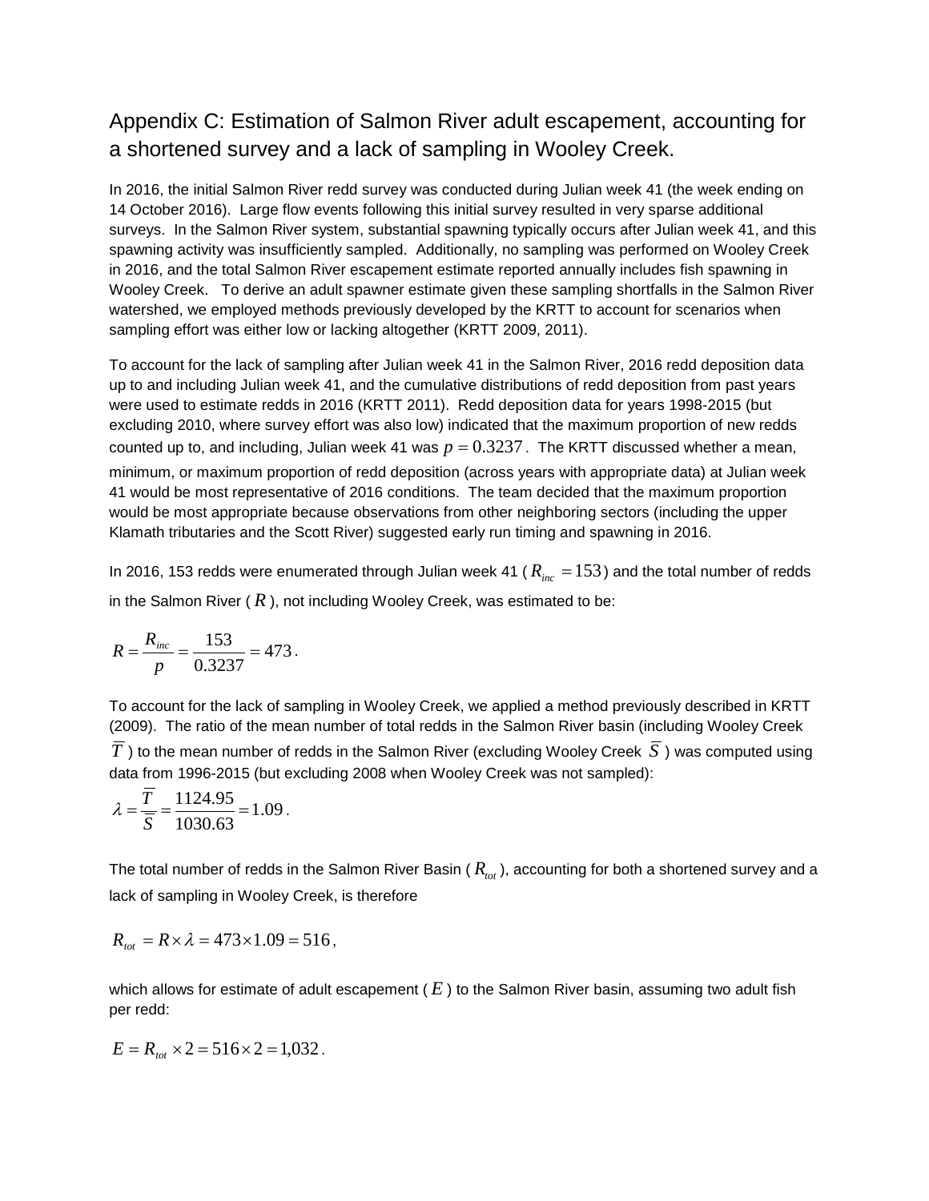## Appendix C: Estimation of Salmon River adult escapement, accounting for a shortened survey and a lack of sampling in Wooley Creek.

In 2016, the initial Salmon River redd survey was conducted during Julian week 41 (the week ending on 14 October 2016). Large flow events following this initial survey resulted in very sparse additional surveys. In the Salmon River system, substantial spawning typically occurs after Julian week 41, and this spawning activity was insufficiently sampled. Additionally, no sampling was performed on Wooley Creek in 2016, and the total Salmon River escapement estimate reported annually includes fish spawning in Wooley Creek. To derive an adult spawner estimate given these sampling shortfalls in the Salmon River watershed, we employed methods previously developed by the KRTT to account for scenarios when sampling effort was either low or lacking altogether (KRTT 2009, 2011).

To account for the lack of sampling after Julian week 41 in the Salmon River, 2016 redd deposition data up to and including Julian week 41, and the cumulative distributions of redd deposition from past years were used to estimate redds in 2016 (KRTT 2011). Redd deposition data for years 1998-2015 (but excluding 2010, where survey effort was also low) indicated that the maximum proportion of new redds counted up to, and including, Julian week 41 was $p = 0.3237$. The KRTT discussed whether a mean, minimum, or maximum proportion of redd deposition (across years with appropriate data) at Julian week 41 would be most representative of 2016 conditions. The team decided that the maximum proportion would be most appropriate because observations from other neighboring sectors (including the upper Klamath tributaries and the Scott River) suggested early run timing and spawning in 2016.

In 2016, 153 redds were enumerated through Julian week 41 ($R_{inc} = 153$) and the total number of redds in the Salmon River ($R$), not including Wooley Creek, was estimated to be:

$$R = \frac{R_{inc}}{p} = \frac{153}{0.3237} = 473.$$

To account for the lack of sampling in Wooley Creek, we applied a method previously described in KRTT (2009). The ratio of the mean number of total redds in the Salmon River basin (including Wooley Creek $\overline{T}$) to the mean number of redds in the Salmon River (excluding Wooley Creek $\overline{S}$) was computed using data from 1996-2015 (but excluding 2008 when Wooley Creek was not sampled):

$$\lambda = \frac{\overline{T}}{\overline{S}} = \frac{1124.95}{1030.63} = 1.09.$$

The total number of redds in the Salmon River Basin ($R_{tot}$), accounting for both a shortened survey and a lack of sampling in Wooley Creek, is therefore

$$R_{tot} = R \times \lambda = 473 \times 1.09 = 516,$$

which allows for estimate of adult escapement ($E$) to the Salmon River basin, assuming two adult fish per redd:

$$E = R_{tot} \times 2 = 516 \times 2 = 1{,}032.$$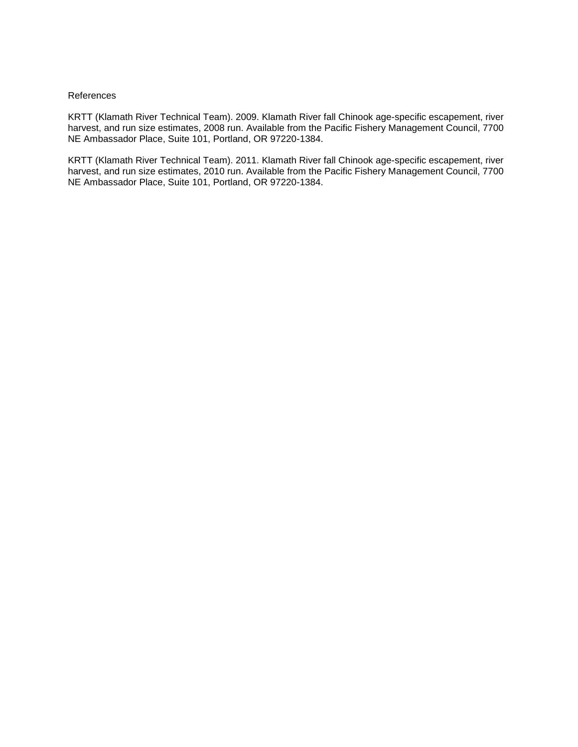## References

KRTT (Klamath River Technical Team). 2009. Klamath River fall Chinook age-specific escapement, river harvest, and run size estimates, 2008 run. Available from the Pacific Fishery Management Council, 7700 NE Ambassador Place, Suite 101, Portland, OR 97220-1384.

KRTT (Klamath River Technical Team). 2011. Klamath River fall Chinook age-specific escapement, river harvest, and run size estimates, 2010 run. Available from the Pacific Fishery Management Council, 7700 NE Ambassador Place, Suite 101, Portland, OR 97220-1384.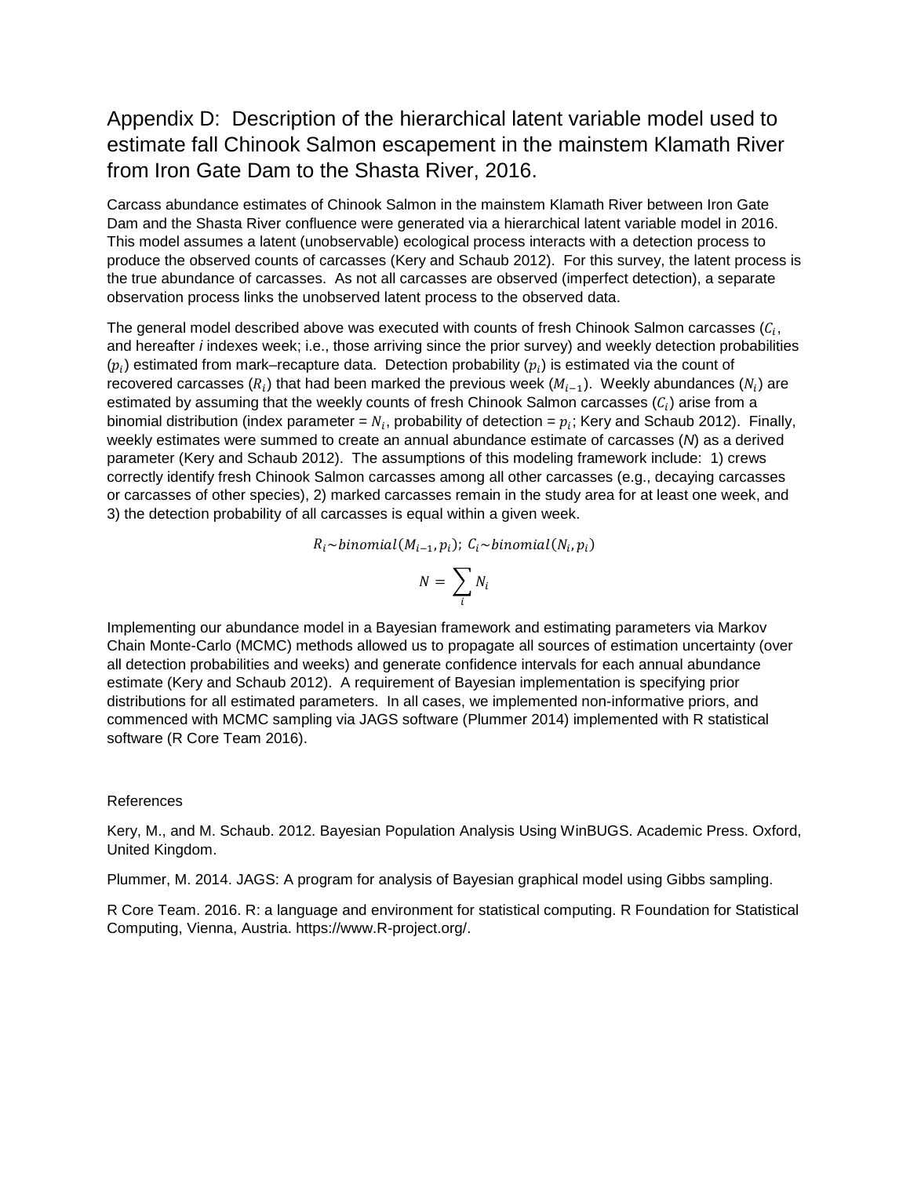# Appendix D: Description of the hierarchical latent variable model used to estimate fall Chinook Salmon escapement in the mainstem Klamath River from Iron Gate Dam to the Shasta River, 2016.

Carcass abundance estimates of Chinook Salmon in the mainstem Klamath River between Iron Gate Dam and the Shasta River confluence were generated via a hierarchical latent variable model in 2016. This model assumes a latent (unobservable) ecological process interacts with a detection process to produce the observed counts of carcasses (Kery and Schaub 2012). For this survey, the latent process is the true abundance of carcasses. As not all carcasses are observed (imperfect detection), a separate observation process links the unobserved latent process to the observed data.

The general model described above was executed with counts of fresh Chinook Salmon carcasses ($C_i$, and hereafter *i* indexes week; i.e., those arriving since the prior survey) and weekly detection probabilities ($p_i$) estimated from mark–recapture data. Detection probability ($p_i$) is estimated via the count of recovered carcasses ($R_i$) that had been marked the previous week ($M_{i-1}$). Weekly abundances ($N_i$) are estimated by assuming that the weekly counts of fresh Chinook Salmon carcasses ($C_i$) arise from a binomial distribution (index parameter = $N_i$, probability of detection = $p_i$; Kery and Schaub 2012). Finally, weekly estimates were summed to create an annual abundance estimate of carcasses (*N*) as a derived parameter (Kery and Schaub 2012). The assumptions of this modeling framework include: 1) crews correctly identify fresh Chinook Salmon carcasses among all other carcasses (e.g., decaying carcasses or carcasses of other species), 2) marked carcasses remain in the study area for at least one week, and 3) the detection probability of all carcasses is equal within a given week.

$$R_i \sim binomial(M_{i-1}, p_i);\ C_i \sim binomial(N_i, p_i)$$

$$N = \sum_i N_i$$

Implementing our abundance model in a Bayesian framework and estimating parameters via Markov Chain Monte-Carlo (MCMC) methods allowed us to propagate all sources of estimation uncertainty (over all detection probabilities and weeks) and generate confidence intervals for each annual abundance estimate (Kery and Schaub 2012). A requirement of Bayesian implementation is specifying prior distributions for all estimated parameters. In all cases, we implemented non-informative priors, and commenced with MCMC sampling via JAGS software (Plummer 2014) implemented with R statistical software (R Core Team 2016).

References

Kery, M., and M. Schaub. 2012. Bayesian Population Analysis Using WinBUGS. Academic Press. Oxford, United Kingdom.

Plummer, M. 2014. JAGS: A program for analysis of Bayesian graphical model using Gibbs sampling.

R Core Team. 2016. R: a language and environment for statistical computing. R Foundation for Statistical Computing, Vienna, Austria. https://www.R-project.org/.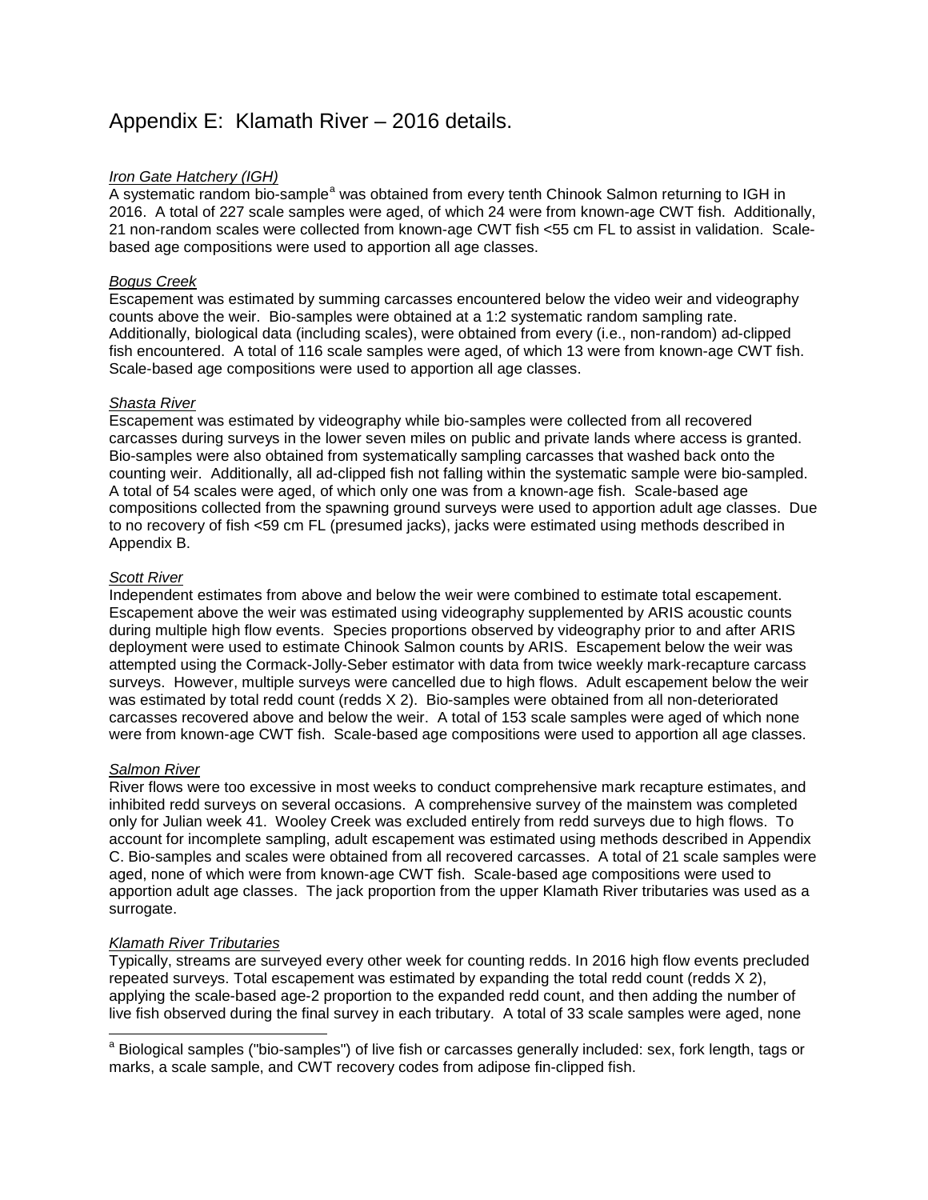# Appendix E: Klamath River – 2016 details.

*Iron Gate Hatchery (IGH)*

A systematic random bio-sample[a] was obtained from every tenth Chinook Salmon returning to IGH in 2016. A total of 227 scale samples were aged, of which 24 were from known-age CWT fish. Additionally, 21 non-random scales were collected from known-age CWT fish <55 cm FL to assist in validation. Scale-based age compositions were used to apportion all age classes.

*Bogus Creek*

Escapement was estimated by summing carcasses encountered below the video weir and videography counts above the weir. Bio-samples were obtained at a 1:2 systematic random sampling rate. Additionally, biological data (including scales), were obtained from every (i.e., non-random) ad-clipped fish encountered. A total of 116 scale samples were aged, of which 13 were from known-age CWT fish. Scale-based age compositions were used to apportion all age classes.

*Shasta River*

Escapement was estimated by videography while bio-samples were collected from all recovered carcasses during surveys in the lower seven miles on public and private lands where access is granted. Bio-samples were also obtained from systematically sampling carcasses that washed back onto the counting weir. Additionally, all ad-clipped fish not falling within the systematic sample were bio-sampled. A total of 54 scales were aged, of which only one was from a known-age fish. Scale-based age compositions collected from the spawning ground surveys were used to apportion adult age classes. Due to no recovery of fish <59 cm FL (presumed jacks), jacks were estimated using methods described in Appendix B.

*Scott River*

Independent estimates from above and below the weir were combined to estimate total escapement. Escapement above the weir was estimated using videography supplemented by ARIS acoustic counts during multiple high flow events. Species proportions observed by videography prior to and after ARIS deployment were used to estimate Chinook Salmon counts by ARIS. Escapement below the weir was attempted using the Cormack-Jolly-Seber estimator with data from twice weekly mark-recapture carcass surveys. However, multiple surveys were cancelled due to high flows. Adult escapement below the weir was estimated by total redd count (redds X 2). Bio-samples were obtained from all non-deteriorated carcasses recovered above and below the weir. A total of 153 scale samples were aged of which none were from known-age CWT fish. Scale-based age compositions were used to apportion all age classes.

*Salmon River*

River flows were too excessive in most weeks to conduct comprehensive mark recapture estimates, and inhibited redd surveys on several occasions. A comprehensive survey of the mainstem was completed only for Julian week 41. Wooley Creek was excluded entirely from redd surveys due to high flows. To account for incomplete sampling, adult escapement was estimated using methods described in Appendix C. Bio-samples and scales were obtained from all recovered carcasses. A total of 21 scale samples were aged, none of which were from known-age CWT fish. Scale-based age compositions were used to apportion adult age classes. The jack proportion from the upper Klamath River tributaries was used as a surrogate.

*Klamath River Tributaries*

Typically, streams are surveyed every other week for counting redds. In 2016 high flow events precluded repeated surveys. Total escapement was estimated by expanding the total redd count (redds X 2), applying the scale-based age-2 proportion to the expanded redd count, and then adding the number of live fish observed during the final survey in each tributary. A total of 33 scale samples were aged, none

[a] Biological samples ("bio-samples") of live fish or carcasses generally included: sex, fork length, tags or marks, a scale sample, and CWT recovery codes from adipose fin-clipped fish.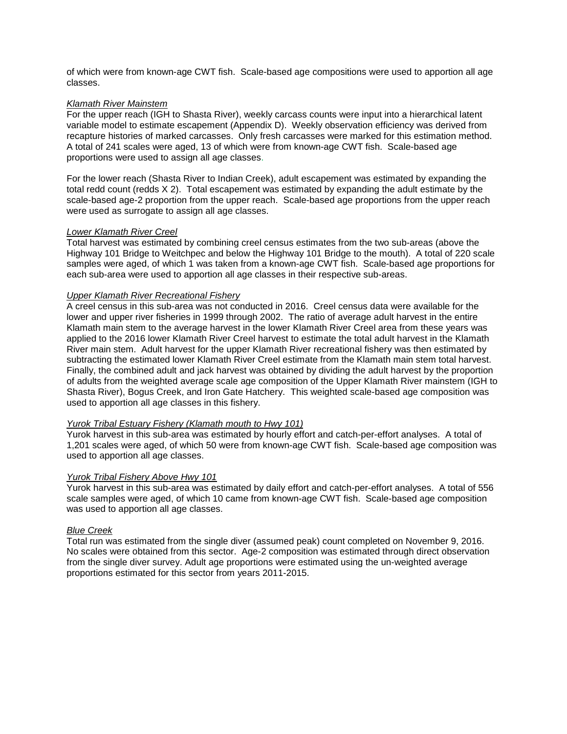of which were from known-age CWT fish. Scale-based age compositions were used to apportion all age classes.

*Klamath River Mainstem*

For the upper reach (IGH to Shasta River), weekly carcass counts were input into a hierarchical latent variable model to estimate escapement (Appendix D). Weekly observation efficiency was derived from recapture histories of marked carcasses. Only fresh carcasses were marked for this estimation method. A total of 241 scales were aged, 13 of which were from known-age CWT fish. Scale-based age proportions were used to assign all age classes.

For the lower reach (Shasta River to Indian Creek), adult escapement was estimated by expanding the total redd count (redds X 2). Total escapement was estimated by expanding the adult estimate by the scale-based age-2 proportion from the upper reach. Scale-based age proportions from the upper reach were used as surrogate to assign all age classes.

*Lower Klamath River Creel*

Total harvest was estimated by combining creel census estimates from the two sub-areas (above the Highway 101 Bridge to Weitchpec and below the Highway 101 Bridge to the mouth). A total of 220 scale samples were aged, of which 1 was taken from a known-age CWT fish. Scale-based age proportions for each sub-area were used to apportion all age classes in their respective sub-areas.

*Upper Klamath River Recreational Fishery*

A creel census in this sub-area was not conducted in 2016. Creel census data were available for the lower and upper river fisheries in 1999 through 2002. The ratio of average adult harvest in the entire Klamath main stem to the average harvest in the lower Klamath River Creel area from these years was applied to the 2016 lower Klamath River Creel harvest to estimate the total adult harvest in the Klamath River main stem. Adult harvest for the upper Klamath River recreational fishery was then estimated by subtracting the estimated lower Klamath River Creel estimate from the Klamath main stem total harvest. Finally, the combined adult and jack harvest was obtained by dividing the adult harvest by the proportion of adults from the weighted average scale age composition of the Upper Klamath River mainstem (IGH to Shasta River), Bogus Creek, and Iron Gate Hatchery. This weighted scale-based age composition was used to apportion all age classes in this fishery.

*Yurok Tribal Estuary Fishery (Klamath mouth to Hwy 101)*

Yurok harvest in this sub-area was estimated by hourly effort and catch-per-effort analyses. A total of 1,201 scales were aged, of which 50 were from known-age CWT fish. Scale-based age composition was used to apportion all age classes.

*Yurok Tribal Fishery Above Hwy 101*

Yurok harvest in this sub-area was estimated by daily effort and catch-per-effort analyses. A total of 556 scale samples were aged, of which 10 came from known-age CWT fish. Scale-based age composition was used to apportion all age classes.

*Blue Creek*

Total run was estimated from the single diver (assumed peak) count completed on November 9, 2016. No scales were obtained from this sector. Age-2 composition was estimated through direct observation from the single diver survey. Adult age proportions were estimated using the un-weighted average proportions estimated for this sector from years 2011-2015.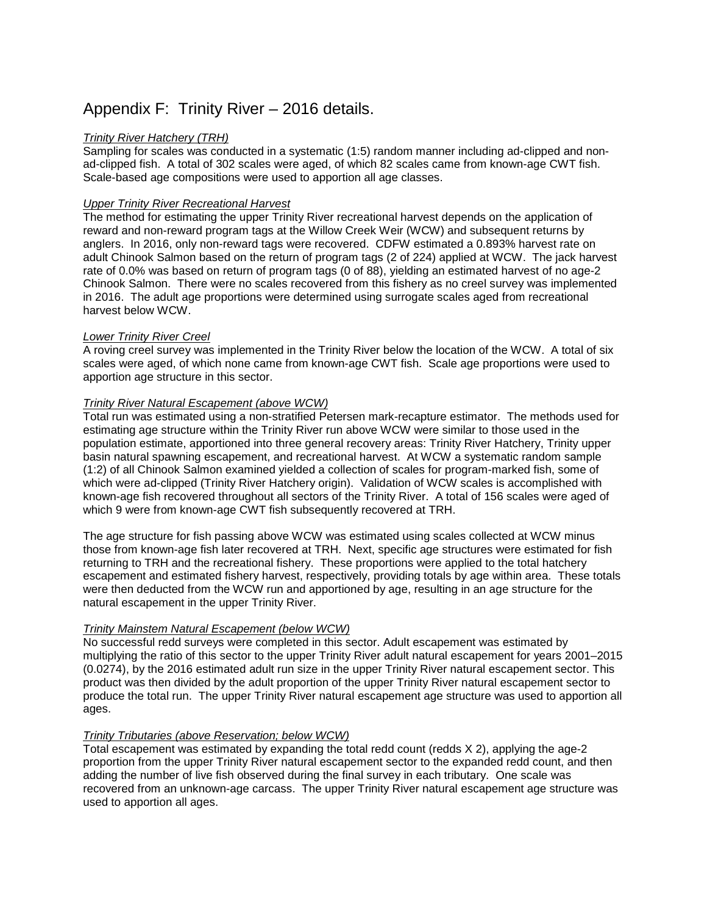# Appendix F: Trinity River – 2016 details.

*Trinity River Hatchery (TRH)*

Sampling for scales was conducted in a systematic (1:5) random manner including ad-clipped and non-ad-clipped fish. A total of 302 scales were aged, of which 82 scales came from known-age CWT fish. Scale-based age compositions were used to apportion all age classes.

*Upper Trinity River Recreational Harvest*

The method for estimating the upper Trinity River recreational harvest depends on the application of reward and non-reward program tags at the Willow Creek Weir (WCW) and subsequent returns by anglers. In 2016, only non-reward tags were recovered. CDFW estimated a 0.893% harvest rate on adult Chinook Salmon based on the return of program tags (2 of 224) applied at WCW. The jack harvest rate of 0.0% was based on return of program tags (0 of 88), yielding an estimated harvest of no age-2 Chinook Salmon. There were no scales recovered from this fishery as no creel survey was implemented in 2016. The adult age proportions were determined using surrogate scales aged from recreational harvest below WCW.

*Lower Trinity River Creel*

A roving creel survey was implemented in the Trinity River below the location of the WCW. A total of six scales were aged, of which none came from known-age CWT fish. Scale age proportions were used to apportion age structure in this sector.

*Trinity River Natural Escapement (above WCW)*

Total run was estimated using a non-stratified Petersen mark-recapture estimator. The methods used for estimating age structure within the Trinity River run above WCW were similar to those used in the population estimate, apportioned into three general recovery areas: Trinity River Hatchery, Trinity upper basin natural spawning escapement, and recreational harvest. At WCW a systematic random sample (1:2) of all Chinook Salmon examined yielded a collection of scales for program-marked fish, some of which were ad-clipped (Trinity River Hatchery origin). Validation of WCW scales is accomplished with known-age fish recovered throughout all sectors of the Trinity River. A total of 156 scales were aged of which 9 were from known-age CWT fish subsequently recovered at TRH.

The age structure for fish passing above WCW was estimated using scales collected at WCW minus those from known-age fish later recovered at TRH. Next, specific age structures were estimated for fish returning to TRH and the recreational fishery. These proportions were applied to the total hatchery escapement and estimated fishery harvest, respectively, providing totals by age within area. These totals were then deducted from the WCW run and apportioned by age, resulting in an age structure for the natural escapement in the upper Trinity River.

*Trinity Mainstem Natural Escapement (below WCW)*

No successful redd surveys were completed in this sector. Adult escapement was estimated by multiplying the ratio of this sector to the upper Trinity River adult natural escapement for years 2001–2015 (0.0274), by the 2016 estimated adult run size in the upper Trinity River natural escapement sector. This product was then divided by the adult proportion of the upper Trinity River natural escapement sector to produce the total run. The upper Trinity River natural escapement age structure was used to apportion all ages.

*Trinity Tributaries (above Reservation; below WCW)*

Total escapement was estimated by expanding the total redd count (redds X 2), applying the age-2 proportion from the upper Trinity River natural escapement sector to the expanded redd count, and then adding the number of live fish observed during the final survey in each tributary. One scale was recovered from an unknown-age carcass. The upper Trinity River natural escapement age structure was used to apportion all ages.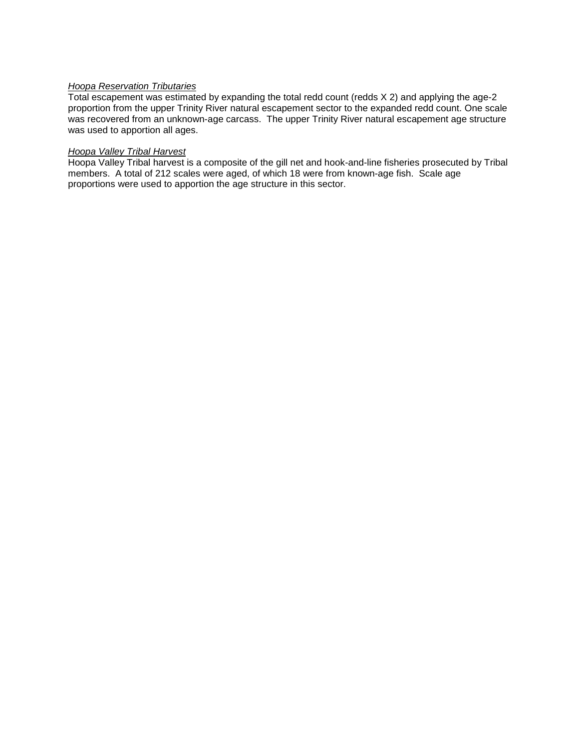*Hoopa Reservation Tributaries*

Total escapement was estimated by expanding the total redd count (redds X 2) and applying the age-2 proportion from the upper Trinity River natural escapement sector to the expanded redd count. One scale was recovered from an unknown-age carcass. The upper Trinity River natural escapement age structure was used to apportion all ages.

*Hoopa Valley Tribal Harvest*

Hoopa Valley Tribal harvest is a composite of the gill net and hook-and-line fisheries prosecuted by Tribal members. A total of 212 scales were aged, of which 18 were from known-age fish. Scale age proportions were used to apportion the age structure in this sector.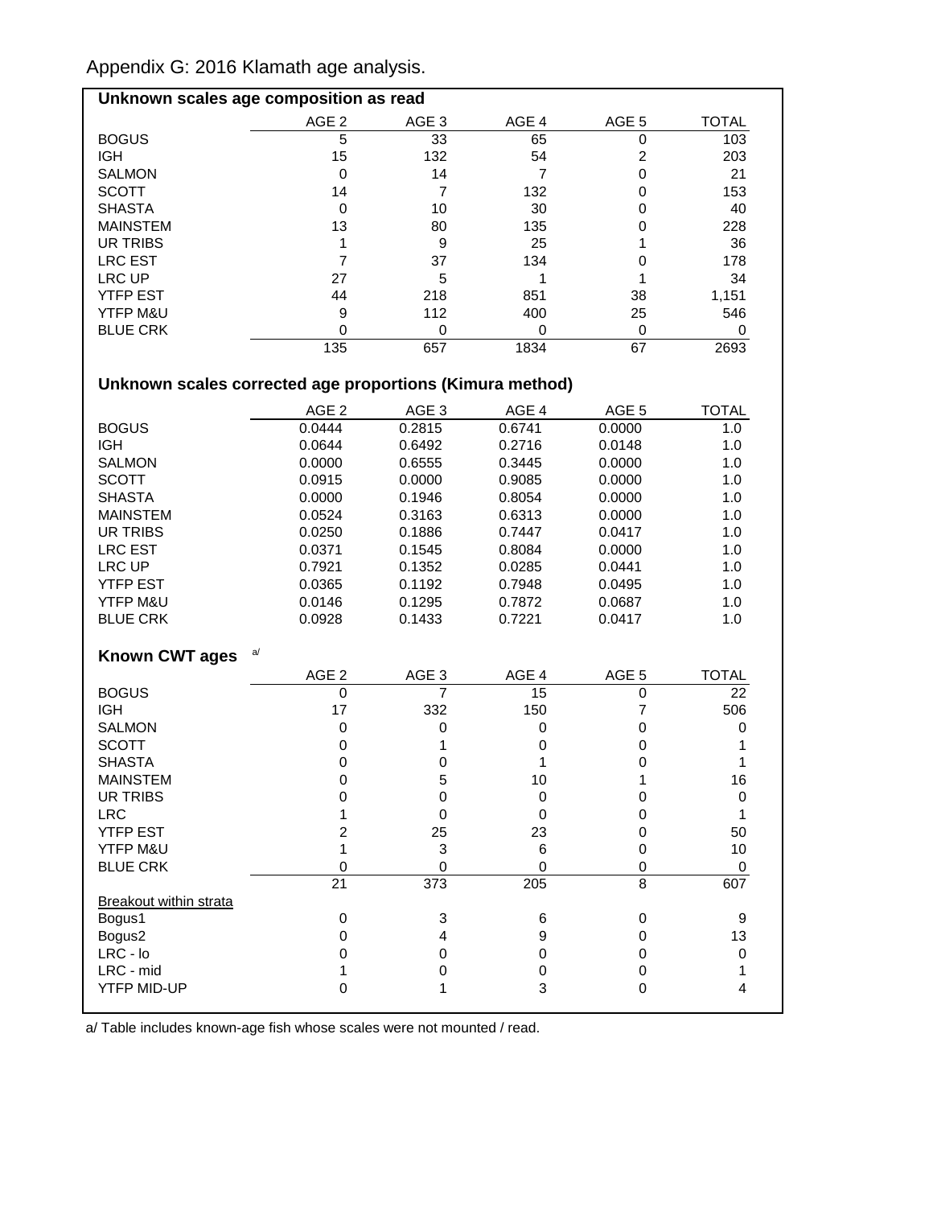Appendix G: 2016 Klamath age analysis.

**Unknown scales age composition as read**

| | AGE 2 | AGE 3 | AGE 4 | AGE 5 | TOTAL |
|---|---|---|---|---|---|
| BOGUS | 5 | 33 | 65 | 0 | 103 |
| IGH | 15 | 132 | 54 | 2 | 203 |
| SALMON | 0 | 14 | 7 | 0 | 21 |
| SCOTT | 14 | 7 | 132 | 0 | 153 |
| SHASTA | 0 | 10 | 30 | 0 | 40 |
| MAINSTEM | 13 | 80 | 135 | 0 | 228 |
| UR TRIBS | 1 | 9 | 25 | 1 | 36 |
| LRC EST | 7 | 37 | 134 | 0 | 178 |
| LRC UP | 27 | 5 | 1 | 1 | 34 |
| YTFP EST | 44 | 218 | 851 | 38 | 1,151 |
| YTFP M&U | 9 | 112 | 400 | 25 | 546 |
| BLUE CRK | 0 | 0 | 0 | 0 | 0 |
| | 135 | 657 | 1834 | 67 | 2693 |

**Unknown scales corrected age proportions (Kimura method)**

| | AGE 2 | AGE 3 | AGE 4 | AGE 5 | TOTAL |
|---|---|---|---|---|---|
| BOGUS | 0.0444 | 0.2815 | 0.6741 | 0.0000 | 1.0 |
| IGH | 0.0644 | 0.6492 | 0.2716 | 0.0148 | 1.0 |
| SALMON | 0.0000 | 0.6555 | 0.3445 | 0.0000 | 1.0 |
| SCOTT | 0.0915 | 0.0000 | 0.9085 | 0.0000 | 1.0 |
| SHASTA | 0.0000 | 0.1946 | 0.8054 | 0.0000 | 1.0 |
| MAINSTEM | 0.0524 | 0.3163 | 0.6313 | 0.0000 | 1.0 |
| UR TRIBS | 0.0250 | 0.1886 | 0.7447 | 0.0417 | 1.0 |
| LRC EST | 0.0371 | 0.1545 | 0.8084 | 0.0000 | 1.0 |
| LRC UP | 0.7921 | 0.1352 | 0.0285 | 0.0441 | 1.0 |
| YTFP EST | 0.0365 | 0.1192 | 0.7948 | 0.0495 | 1.0 |
| YTFP M&U | 0.0146 | 0.1295 | 0.7872 | 0.0687 | 1.0 |
| BLUE CRK | 0.0928 | 0.1433 | 0.7221 | 0.0417 | 1.0 |

**Known CWT ages** [a/]

| | AGE 2 | AGE 3 | AGE 4 | AGE 5 | TOTAL |
|---|---|---|---|---|---|
| BOGUS | 0 | 7 | 15 | 0 | 22 |
| IGH | 17 | 332 | 150 | 7 | 506 |
| SALMON | 0 | 0 | 0 | 0 | 0 |
| SCOTT | 0 | 1 | 0 | 0 | 1 |
| SHASTA | 0 | 0 | 1 | 0 | 1 |
| MAINSTEM | 0 | 5 | 10 | 1 | 16 |
| UR TRIBS | 0 | 0 | 0 | 0 | 0 |
| LRC | 1 | 0 | 0 | 0 | 1 |
| YTFP EST | 2 | 25 | 23 | 0 | 50 |
| YTFP M&U | 1 | 3 | 6 | 0 | 10 |
| BLUE CRK | 0 | 0 | 0 | 0 | 0 |
| | 21 | 373 | 205 | 8 | 607 |
| Breakout within strata | | | | | |
| Bogus1 | 0 | 3 | 6 | 0 | 9 |
| Bogus2 | 0 | 4 | 9 | 0 | 13 |
| LRC - lo | 0 | 0 | 0 | 0 | 0 |
| LRC - mid | 1 | 0 | 0 | 0 | 1 |
| YTFP MID-UP | 0 | 1 | 3 | 0 | 4 |

a/ Table includes known-age fish whose scales were not mounted / read.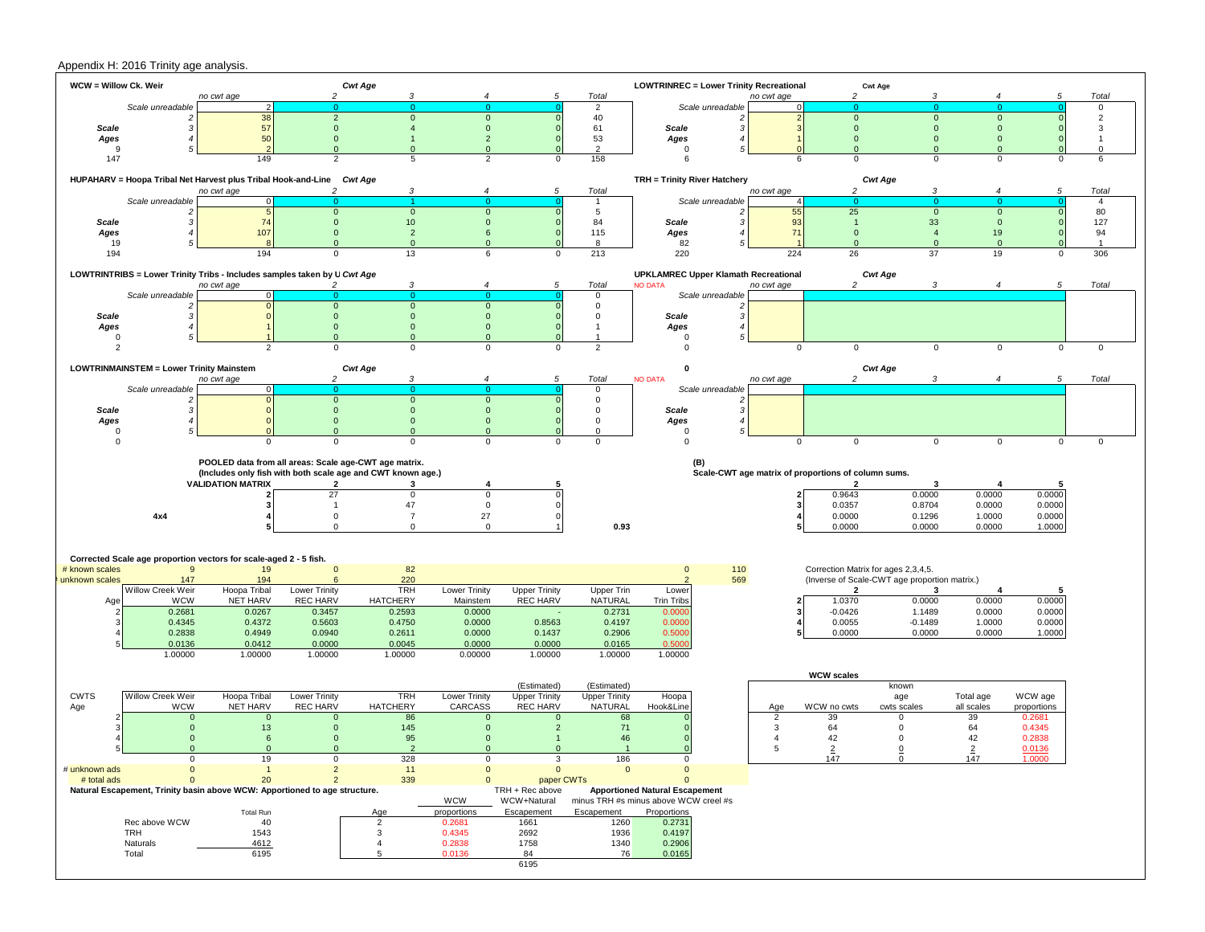Appendix H: 2016 Trinity age analysis.

**WCW = Willow Ck. Weir** — *Cwt Age*

| | | no cwt age | 2 | 3 | 4 | 5 | Total |
|---|---|---|---|---|---|---|---|
| | Scale unreadable | 2 | 0 | 0 | 0 | 0 | 2 |
| | 2 | 38 | 2 | 0 | 0 | 0 | 40 |
| Scale | 3 | 57 | 0 | 4 | 0 | 0 | 61 |
| Ages | 4 | 50 | 0 | 1 | 2 | 0 | 53 |
| 9 | 5 | 2 | 0 | 0 | 0 | 0 | 2 |
| 147 | | 149 | 2 | 5 | 2 | 0 | 158 |

**LOWTRINREC = Lower Trinity Recreational** — *Cwt Age*

| | | no cwt age | 2 | 3 | 4 | 5 | Total |
|---|---|---|---|---|---|---|---|
| | Scale unreadable | 0 | 0 | 0 | 0 | 0 | 0 |
| | 2 | 2 | 0 | 0 | 0 | 0 | 2 |
| Scale | 3 | 3 | 0 | 0 | 0 | 0 | 3 |
| Ages | 4 | 1 | 0 | 0 | 0 | 0 | 1 |
| 0 | 5 | 0 | 0 | 0 | 0 | 0 | 0 |
| 6 | | 6 | 0 | 0 | 0 | 0 | 6 |

**HUPAHARV = Hoopa Tribal Net Harvest plus Tribal Hook-and-Line** — *Cwt Age*

| | | no cwt age | 2 | 3 | 4 | 5 | Total |
|---|---|---|---|---|---|---|---|
| | Scale unreadable | 0 | 0 | 1 | 0 | 0 | 1 |
| | 2 | 5 | 0 | 0 | 0 | 0 | 5 |
| Scale | 3 | 74 | 0 | 10 | 0 | 0 | 84 |
| Ages | 4 | 107 | 0 | 2 | 6 | 0 | 115 |
| 19 | 5 | 8 | 0 | 0 | 0 | 0 | 8 |
| 194 | | 194 | 0 | 13 | 6 | 0 | 213 |

**TRH = Trinity River Hatchery** — *Cwt Age*

| | | no cwt age | 2 | 3 | 4 | 5 | Total |
|---|---|---|---|---|---|---|---|
| | Scale unreadable | 4 | 0 | 0 | 0 | 0 | 4 |
| | 2 | 55 | 25 | 0 | 0 | 0 | 80 |
| Scale | 3 | 93 | 1 | 33 | 0 | 0 | 127 |
| Ages | 4 | 71 | 0 | 4 | 19 | 0 | 94 |
| 82 | 5 | 1 | 0 | 0 | 0 | 0 | 1 |
| 220 | | 224 | 26 | 37 | 19 | 0 | 306 |

**LOWTRINTRIBS = Lower Trinity Tribs - Includes samples taken by U** — *Cwt Age*

| | | no cwt age | 2 | 3 | 4 | 5 | Total |
|---|---|---|---|---|---|---|---|
| | Scale unreadable | 0 | 0 | 0 | 0 | 0 | 0 |
| | 2 | 0 | 0 | 0 | 0 | 0 | 0 |
| Scale | 3 | 0 | 0 | 0 | 0 | 0 | 0 |
| Ages | 4 | 1 | 0 | 0 | 0 | 0 | 1 |
| 0 | 5 | 1 | 0 | 0 | 0 | 0 | 1 |
| 2 | | 2 | 0 | 0 | 0 | 0 | 2 |

**UPKLAMREC Upper Klamath Recreational** — NO DATA — *Cwt Age*

| | | no cwt age | 2 | 3 | 4 | 5 | Total |
|---|---|---|---|---|---|---|---|
| | Scale unreadable | | | | | | |
| | 2 | | | | | | |
| Scale | 3 | | | | | | |
| Ages | 4 | | | | | | |
| 0 | 5 | | | | | | |
| 0 | | 0 | 0 | 0 | 0 | 0 | 0 |

**LOWTRINMAINSTEM = Lower Trinity Mainstem** — *Cwt Age*

| | | no cwt age | 2 | 3 | 4 | 5 | Total |
|---|---|---|---|---|---|---|---|
| | Scale unreadable | 0 | 0 | 0 | 0 | 0 | 0 |
| | 2 | 0 | 0 | 0 | 0 | 0 | 0 |
| Scale | 3 | 0 | 0 | 0 | 0 | 0 | 0 |
| Ages | 4 | 0 | 0 | 0 | 0 | 0 | 0 |
| 0 | 5 | 0 | 0 | 0 | 0 | 0 | 0 |
| 0 | | 0 | 0 | 0 | 0 | 0 | 0 |

**0** — NO DATA — *Cwt Age*

| | | no cwt age | 2 | 3 | 4 | 5 | Total |
|---|---|---|---|---|---|---|---|
| | Scale unreadable | | | | | | |
| | 2 | | | | | | |
| Scale | 3 | | | | | | |
| Ages | 4 | | | | | | |
| 0 | 5 | | | | | | |
| 0 | | 0 | 0 | 0 | 0 | 0 | 0 |

POOLED data from all areas: Scale age-CWT age matrix.
(Includes only fish with both scale age and CWT known age.)

| VALIDATION MATRIX | 2 | 3 | 4 | 5 |
|---|---|---|---|---|
| 2 | 27 | 0 | 0 | 0 |
| 3 | 1 | 47 | 0 | 0 |
| 4 (4x4) | 0 | 7 | 27 | 0 |
| 5 | 0 | 0 | 0 | 1 |

0.93

(B)
Scale-CWT age matrix of proportions of column sums.

| | 2 | 3 | 4 | 5 |
|---|---|---|---|---|
| 2 | 0.9643 | 0.0000 | 0.0000 | 0.0000 |
| 3 | 0.0357 | 0.8704 | 0.0000 | 0.0000 |
| 4 | 0.0000 | 0.1296 | 1.0000 | 0.0000 |
| 5 | 0.0000 | 0.0000 | 0.0000 | 1.0000 |

Corrected Scale age proportion vectors for scale-aged 2 - 5 fish.

| | Willow Creek Weir WCW | Hoopa Tribal NET HARV | Lower Trinity REC HARV | TRH HATCHERY | Lower Trinity Mainstem | Upper Trinity REC HARV | Upper Trin NATURAL | Lower Trin Tribs | |
|---|---|---|---|---|---|---|---|---|---|
| # known scales | 9 | 19 | 0 | 82 | | | | 0 | 110 |
| # unknown scales | 147 | 194 | 6 | 220 | | | | 2 | 569 |
| Age 2 | 0.2681 | 0.0267 | 0.3457 | 0.2593 | 0.0000 | - | 0.2731 | 0.0000 | |
| 3 | 0.4345 | 0.4372 | 0.5603 | 0.4750 | 0.0000 | 0.8563 | 0.4197 | 0.0000 | |
| 4 | 0.2838 | 0.4949 | 0.0940 | 0.2611 | 0.0000 | 0.1437 | 0.2906 | 0.5000 | |
| 5 | 0.0136 | 0.0412 | 0.0000 | 0.0045 | 0.0000 | 0.0000 | 0.0165 | 0.5000 | |
| | 1.00000 | 1.00000 | 1.00000 | 1.00000 | 0.00000 | 1.00000 | 1.00000 | 1.00000 | |

Correction Matrix for ages 2,3,4,5.
(Inverse of Scale-CWT age proportion matrix.)

| | 2 | 3 | 4 | 5 |
|---|---|---|---|---|
| 2 | 1.0370 | 0.0000 | 0.0000 | 0.0000 |
| 3 | -0.0426 | 1.1489 | 0.0000 | 0.0000 |
| 4 | 0.0055 | -0.1489 | 1.0000 | 0.0000 |
| 5 | 0.0000 | 0.0000 | 0.0000 | 1.0000 |

| CWTS Age | Willow Creek Weir WCW | Hoopa Tribal NET HARV | Lower Trinity REC HARV | TRH HATCHERY | Lower Trinity CARCASS | (Estimated) Upper Trinity REC HARV | (Estimated) Upper Trinity NATURAL | Hoopa Hook&Line |
|---|---|---|---|---|---|---|---|---|
| 2 | 0 | 0 | 0 | 86 | 0 | 0 | 68 | 0 |
| 3 | 0 | 13 | 0 | 145 | 0 | 2 | 71 | 0 |
| 4 | 0 | 6 | 0 | 95 | 0 | 1 | 46 | 0 |
| 5 | 0 | 0 | 0 | 2 | 0 | 0 | 1 | 0 |
| | 0 | 19 | 0 | 328 | 0 | 3 | 186 | 0 |
| # unknown ads | 0 | 1 | 2 | 11 | 0 | 0 | 0 | 0 |
| # total ads | 0 | 20 | 2 | 339 | 0 | paper CWTs | | 0 |

**WCW scales**

| Age | WCW no cwts | known age cwts scales | Total age all scales | WCW age proportions |
|---|---|---|---|---|
| 2 | 39 | 0 | 39 | 0.2681 |
| 3 | 64 | 0 | 64 | 0.4345 |
| 4 | 42 | 0 | 42 | 0.2838 |
| 5 | 2 | 0 | 2 | 0.0136 |
| | 147 | 0 | 147 | 1.0000 |

**Natural Escapement, Trinity basin above WCW: Apportioned to age structure.**

| | Total Run |
|---|---|
| Rec above WCW | 40 |
| TRH | 1543 |
| Naturals | 4612 |
| Total | 6195 |

Apportioned Natural Escapement

| Age | WCW proportions | TRH + Rec above WCW+Natural Escapement | minus TRH #s minus above WCW creel #s Escapement | Proportions |
|---|---|---|---|---|
| 2 | 0.2681 | 1661 | 1260 | 0.2731 |
| 3 | 0.4345 | 2692 | 1936 | 0.4197 |
| 4 | 0.2838 | 1758 | 1340 | 0.2906 |
| 5 | 0.0136 | 84 | 76 | 0.0165 |
| | | 6195 | | |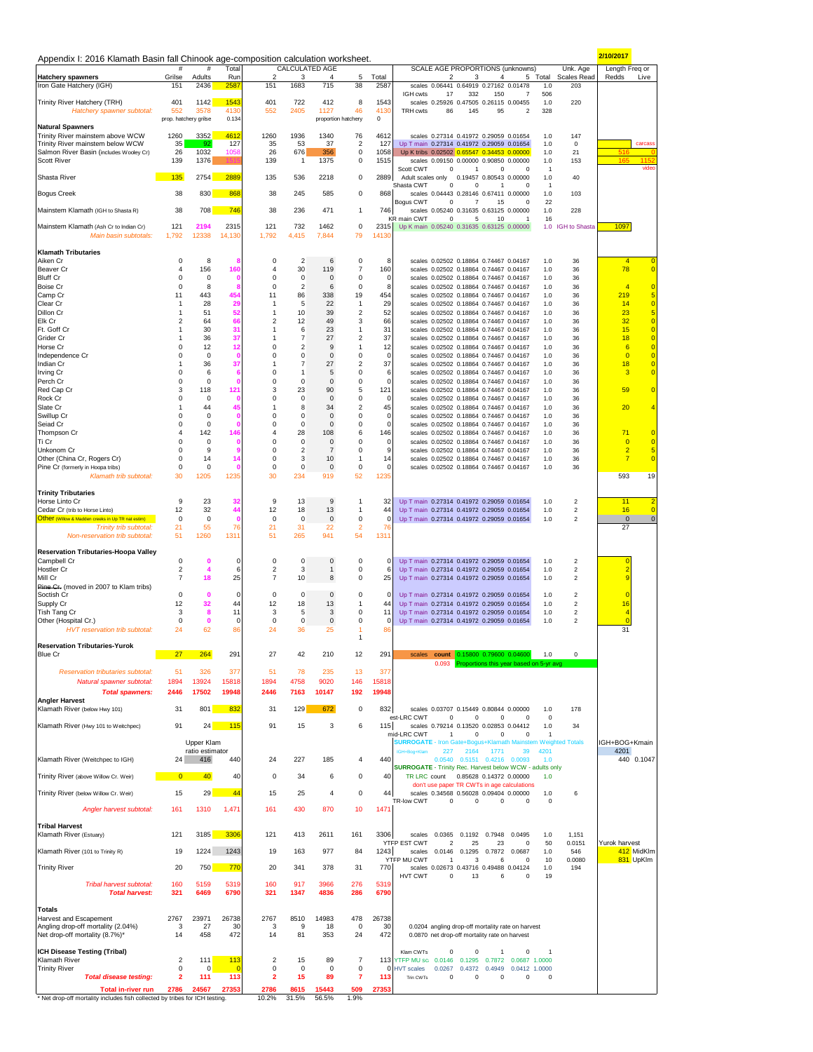# Appendix I: 2016 Klamath Basin fall Chinook age-composition calculation worksheet.

2/10/2017

| Hatchery spawners | # Grilse | # Adults | Total Run | 2 | 3 | 4 | 5 | Total | | 2 | 3 | 4 | 5 | Total | Unk. Age Scales Read | Length Freq or Redds | Live |
|---|---|---|---|---|---|---|---|---|---|---|---|---|---|---|---|---|---|
| | | | | CALCULATED AGE | | | | | SCALE AGE PROPORTIONS (unknowns) | | | | | | | | |
| Iron Gate Hatchery (IGH) | 151 | 2436 | 2587 | 151 | 1683 | 715 | 38 | 2587 | scales | 0.06441 | 0.64919 | 0.27162 | 0.01478 | 1.0 | 203 | | |
| | | | | | | | | | IGH cwts | 17 | 332 | 150 | 7 | 506 | | | |
| Trinity River Hatchery (TRH) | 401 | 1142 | 1543 | 401 | 722 | 412 | 8 | 1543 | scales | 0.25926 | 0.47505 | 0.26115 | 0.00455 | 1.0 | 220 | | |
| *Hatchery spawner subtotal:* | 552 | 3578 | 4130 | 552 | 2405 | 1127 | 46 | 4130 | TRH cwts | 86 | 145 | 95 | 2 | 328 | | | |
| | prop. hatchery grilse | | 0.134 | | | proportion hatchery | | 0 | | | | | | | | | |
| **Natural Spawners** | | | | | | | | | | | | | | | | | |
| Trinity River mainstem above WCW | 1260 | 3352 | 4612 | 1260 | 1936 | 1340 | 76 | 4612 | scales | 0.27314 | 0.41972 | 0.29059 | 0.01654 | 1.0 | 147 | | |
| Trinity River mainstem below WCW | 35 | 92 | 127 | 35 | 53 | 37 | 2 | 127 | Up T main | 0.27314 | 0.41972 | 0.29059 | 0.01654 | 1.0 | 0 | | carcass |
| Salmon River Basin (includes Wooley Cr) | 26 | 1032 | 1058 | 26 | 676 | 356 | 0 | 1058 | Up K tribs | 0.02502 | 0.65547 | 0.34453 | 0.00000 | 1.0 | 21 | 516 | 0 |
| Scott River | 139 | 1376 | 1515 | 139 | 1 | 1375 | 0 | 1515 | scales | 0.09150 | 0.00000 | 0.90850 | 0.00000 | 1.0 | 153 | 165 | 1152 |
| | | | | | | | | | Scott CWT | 0 | 1 | 0 | 0 | 1 | | | video |
| Shasta River | 135 | 2754 | 2889 | 135 | 536 | 2218 | 0 | 2889 | Adult scales only | 0.19457 | 0.80543 | 0.00000 | | 1.0 | 40 | | |
| | | | | | | | | | Shasta CWT | 0 | 0 | 1 | 0 | 1 | | | |
| Bogus Creek | 38 | 830 | 868 | 38 | 245 | 585 | 0 | 868 | scales | 0.04443 | 0.28146 | 0.67411 | 0.00000 | 1.0 | 103 | | |
| | | | | | | | | | Bogus CWT | 0 | 7 | 15 | 0 | 22 | | | |
| Mainstem Klamath (IGH to Shasta R) | 38 | 708 | 746 | 38 | 236 | 471 | 1 | 746 | scales | 0.05240 | 0.31635 | 0.63125 | 0.00000 | 1.0 | 228 | | |
| | | | | | | | | | KR main CWT | 0 | 5 | 10 | 1 | 16 | | | |
| Mainstem Klamath (Ash Cr to Indian Cr) | 121 | 2194 | 2315 | 121 | 732 | 1462 | 0 | 2315 | Up K main | 0.05240 | 0.31635 | 0.63125 | 0.00000 | 1.0 | IGH to Shasta | 1097 | |
| *Main basin subtotals:* | 1,792 | 12338 | 14,130 | 1,792 | 4,415 | 7,844 | 79 | 14130 | | | | | | | | | |
| **Klamath Tributaries** | | | | | | | | | | | | | | | | | |
| Aiken Cr | 0 | 8 | 8 | 0 | 2 | 6 | 0 | 8 | scales | 0.02502 | 0.18864 | 0.74467 | 0.04167 | 1.0 | 36 | 4 | 0 |
| Beaver Cr | 4 | 156 | 160 | 4 | 30 | 119 | 7 | 160 | scales | 0.02502 | 0.18864 | 0.74467 | 0.04167 | 1.0 | 36 | 78 | 0 |
| Bluff Cr | 0 | 0 | 0 | 0 | 0 | 0 | 0 | 0 | scales | 0.02502 | 0.18864 | 0.74467 | 0.04167 | 1.0 | 36 | | |
| Boise Cr | 0 | 8 | 8 | 0 | 2 | 6 | 0 | 8 | scales | 0.02502 | 0.18864 | 0.74467 | 0.04167 | 1.0 | 36 | 4 | 0 |
| Camp Cr | 11 | 443 | 454 | 11 | 86 | 338 | 19 | 454 | scales | 0.02502 | 0.18864 | 0.74467 | 0.04167 | 1.0 | 36 | 219 | 5 |
| Clear Cr | 1 | 28 | 29 | 1 | 5 | 22 | 1 | 29 | scales | 0.02502 | 0.18864 | 0.74467 | 0.04167 | 1.0 | 36 | 14 | 0 |
| Dillon Cr | 1 | 51 | 52 | 1 | 10 | 39 | 2 | 52 | scales | 0.02502 | 0.18864 | 0.74467 | 0.04167 | 1.0 | 36 | 23 | 5 |
| Elk Cr | 2 | 64 | 66 | 2 | 12 | 49 | 3 | 66 | scales | 0.02502 | 0.18864 | 0.74467 | 0.04167 | 1.0 | 36 | 32 | 0 |
| Ft. Goff Cr | 1 | 30 | 31 | 1 | 6 | 23 | 1 | 31 | scales | 0.02502 | 0.18864 | 0.74467 | 0.04167 | 1.0 | 36 | 15 | 0 |
| Grider Cr | 1 | 36 | 37 | 1 | 7 | 27 | 2 | 37 | scales | 0.02502 | 0.18864 | 0.74467 | 0.04167 | 1.0 | 36 | 18 | 0 |
| Horse Cr | 0 | 12 | 12 | 0 | 2 | 9 | 1 | 12 | scales | 0.02502 | 0.18864 | 0.74467 | 0.04167 | 1.0 | 36 | 6 | 0 |
| Independence Cr | 0 | 0 | 0 | 0 | 0 | 0 | 0 | 0 | scales | 0.02502 | 0.18864 | 0.74467 | 0.04167 | 1.0 | 36 | 0 | 0 |
| Indian Cr | 1 | 36 | 37 | 1 | 7 | 27 | 2 | 37 | scales | 0.02502 | 0.18864 | 0.74467 | 0.04167 | 1.0 | 36 | 18 | 0 |
| Irving Cr | 0 | 6 | 6 | 0 | 1 | 5 | 0 | 6 | scales | 0.02502 | 0.18864 | 0.74467 | 0.04167 | 1.0 | 36 | 3 | 0 |
| Perch Cr | 0 | 0 | 0 | 0 | 0 | 0 | 0 | 0 | scales | 0.02502 | 0.18864 | 0.74467 | 0.04167 | 1.0 | 36 | | |
| Red Cap Cr | 3 | 118 | 121 | 3 | 23 | 90 | 5 | 121 | scales | 0.02502 | 0.18864 | 0.74467 | 0.04167 | 1.0 | 36 | 59 | 0 |
| Rock Cr | 0 | 0 | 0 | 0 | 0 | 0 | 0 | 0 | scales | 0.02502 | 0.18864 | 0.74467 | 0.04167 | 1.0 | 36 | | |
| Slate Cr | 1 | 44 | 45 | 1 | 8 | 34 | 2 | 45 | scales | 0.02502 | 0.18864 | 0.74467 | 0.04167 | 1.0 | 36 | 20 | 4 |
| Swillup Cr | 0 | 0 | 0 | 0 | 0 | 0 | 0 | 0 | scales | 0.02502 | 0.18864 | 0.74467 | 0.04167 | 1.0 | 36 | | |
| Seiad Cr | 0 | 0 | 0 | 0 | 0 | 0 | 0 | 0 | scales | 0.02502 | 0.18864 | 0.74467 | 0.04167 | 1.0 | 36 | | |
| Thompson Cr | 4 | 142 | 146 | 4 | 28 | 108 | 6 | 146 | scales | 0.02502 | 0.18864 | 0.74467 | 0.04167 | 1.0 | 36 | 71 | 0 |
| Ti Cr | 0 | 0 | 0 | 0 | 0 | 0 | 0 | 0 | scales | 0.02502 | 0.18864 | 0.74467 | 0.04167 | 1.0 | 36 | 0 | 0 |
| Unknown Cr | 0 | 9 | 9 | 0 | 2 | 7 | 0 | 9 | scales | 0.02502 | 0.18864 | 0.74467 | 0.04167 | 1.0 | 36 | 2 | 5 |
| Other (China Cr, Rogers Cr) | 0 | 14 | 14 | 0 | 3 | 10 | 1 | 14 | scales | 0.02502 | 0.18864 | 0.74467 | 0.04167 | 1.0 | 36 | 7 | 0 |
| Pine Cr (formerly in Hoopa tribs) | 0 | 0 | 0 | 0 | 0 | 0 | 0 | 0 | scales | 0.02502 | 0.18864 | 0.74467 | 0.04167 | 1.0 | 36 | | |
| *Klamath trib subtotal:* | 30 | 1205 | 1235 | 30 | 234 | 919 | 52 | 1235 | | | | | | | | 593 | 19 |
| **Trinity Tributaries** | | | | | | | | | | | | | | | | | |
| Horse Linto Cr | 9 | 23 | 32 | 9 | 13 | 9 | 1 | 32 | Up T main | 0.27314 | 0.41972 | 0.29059 | 0.01654 | 1.0 | 2 | 11 | 2 |
| Cedar Cr (trib to Horse Linto) | 12 | 32 | 44 | 12 | 18 | 13 | 1 | 44 | Up T main | 0.27314 | 0.41972 | 0.29059 | 0.01654 | 1.0 | 2 | 16 | 0 |
| Other (Willow & Madden creeks in Up TR nat estim) | 0 | 0 | 0 | 0 | 0 | 0 | 0 | 0 | Up T main | 0.27314 | 0.41972 | 0.29059 | 0.01654 | 1.0 | 2 | 0 | 0 |
| *Trinity trib subtotal:* | 21 | 55 | 76 | 21 | 31 | 22 | 2 | 76 | | | | | | | | 27 | |
| *Non-reservation trib subtotal:* | 51 | 1260 | 1311 | 51 | 265 | 941 | 54 | 1311 | | | | | | | | | |
| **Reservation Tributaries-Hoopa Valley** | | | | | | | | | | | | | | | | | |
| Campbell Cr | 0 | 0 | 0 | 0 | 0 | 0 | 0 | 0 | Up T main | 0.27314 | 0.41972 | 0.29059 | 0.01654 | 1.0 | 2 | 0 | |
| Hostler Cr | 2 | 4 | 6 | 2 | 3 | 1 | 0 | 6 | Up T main | 0.27314 | 0.41972 | 0.29059 | 0.01654 | 1.0 | 2 | 2 | |
| Mill Cr | 7 | 18 | 25 | 7 | 10 | 8 | 0 | 25 | Up T main | 0.27314 | 0.41972 | 0.29059 | 0.01654 | 1.0 | 2 | 9 | |
| ~~Pine Cr.~~ (moved in 2007 to Klam tribs) | | | | | | | | | | | | | | | | | |
| Soctish Cr | 0 | 0 | 0 | 0 | 0 | 0 | 0 | 0 | Up T main | 0.27314 | 0.41972 | 0.29059 | 0.01654 | 1.0 | 2 | 0 | |
| Supply Cr | 12 | 32 | 44 | 12 | 18 | 13 | 1 | 44 | Up T main | 0.27314 | 0.41972 | 0.29059 | 0.01654 | 1.0 | 2 | 16 | |
| Tish Tang Cr | 3 | 8 | 11 | 3 | 5 | 3 | 0 | 11 | Up T main | 0.27314 | 0.41972 | 0.29059 | 0.01654 | 1.0 | 2 | 4 | |
| Other (Hospital Cr.) | 0 | 0 | 0 | 0 | 0 | 0 | 0 | 0 | Up T main | 0.27314 | 0.41972 | 0.29059 | 0.01654 | 1.0 | 2 | 0 | |
| *HVT reservation trib subtotal:* | 24 | 62 | 86 | 24 | 36 | 25 | 1 | 86 | | | | | | | | 31 | |
| | | | | | | | 1 | | | | | | | | | | |
| **Reservation Tributaries-Yurok** | | | | | | | | | | | | | | | | | |
| Blue Cr | 27 | 264 | 291 | 27 | 42 | 210 | 12 | 291 | scales | count | 0.15800 | 0.79600 | 0.04600 | 1.0 | 0 | | |
| | | | | | | | | | | 0.093 | Proportions this year based on 5-yr avg | | | | | | |
| *Reservation tributaries subtotal:* | 51 | 326 | 377 | 51 | 78 | 235 | 13 | 377 | | | | | | | | | |
| *Natural spawner subtotal:* | 1894 | 13924 | 15818 | 1894 | 4758 | 9020 | 146 | 15818 | | | | | | | | | |
| ***Total spawners:*** | 2446 | 17502 | 19948 | 2446 | 7163 | 10147 | 192 | 19948 | | | | | | | | | |
| **Angler Harvest** | | | | | | | | | | | | | | | | | |
| Klamath River (below Hwy 101) | 31 | 801 | 832 | 31 | 129 | 672 | 0 | 832 | scales | 0.03707 | 0.15449 | 0.80844 | 0.00000 | 1.0 | 178 | | |
| | | | | | | | | | est-LRC CWT | 0 | 0 | 0 | 0 | 0 | | | |
| Klamath River (Hwy 101 to Weitchpec) | 91 | 24 | 115 | 91 | 15 | 3 | 6 | 115 | scales | 0.79214 | 0.13520 | 0.02853 | 0.04412 | 1.0 | 34 | | |
| | | | | | | | | | mid-LRC CWT | 1 | 0 | 0 | 0 | 1 | | | |
| | | | | | | | | | SURROGATE - Iron Gate+Bogus+Klamath Mainstem Weighted Totals | | | | | | | IGH+BOG+Kmain | |
| | | Upper Klam ratio estimator | | | | | | | IGH+Bog+Klam | 227 | 2164 | 1771 | 39 | 4201 | | 4201 | |
| Klamath River (Weitchpec to IGH) | 24 | 416 | 440 | 24 | 227 | 185 | 4 | 440 | | 0.0540 | 0.5151 | 0.4216 | 0.0093 | 1.0 | | 440 | 0.1047 |
| | | | | | | | | | SURROGATE - Trinity Rec. Harvest below WCW - adults only | | | | | | | | |
| Trinity River (above Willow Cr. Weir) | 0 | 40 | 40 | 0 | 34 | 6 | 0 | 40 | TR LRC count | 0.85628 | 0.14372 | 0.00000 | | 1.0 | | | |
| | | | | | | | | | don't use paper TR CWTs in age calculations | | | | | | | | |
| Trinity River (below Willow Cr. Weir) | 15 | 29 | 44 | 15 | 25 | 4 | 0 | 44 | scales | 0.34568 | 0.56028 | 0.09404 | 0.00000 | 1.0 | 6 | | |
| | | | | | | | | | TR-low CWT | 0 | 0 | 0 | 0 | 0 | | | |
| *Angler harvest subtotal:* | 161 | 1310 | 1,471 | 161 | 430 | 870 | 10 | 1471 | | | | | | | | | |
| **Tribal Harvest** | | | | | | | | | | | | | | | | | |
| Klamath River (Estuary) | 121 | 3185 | 3306 | 121 | 413 | 2611 | 161 | 3306 | scales | 0.0365 | 0.1192 | 0.7948 | 0.0495 | 1.0 | 1,151 | | |
| | | | | | | | | | YTFP EST CWT | 2 | 25 | 23 | 0 | 50 | 0.0151 | Yurok harvest | |
| Klamath River (101 to Trinity R) | 19 | 1224 | 1243 | 19 | 163 | 977 | 84 | 1243 | scales | 0.0146 | 0.1295 | 0.7872 | 0.0687 | 1.0 | 546 | 412 | MidKlm |
| | | | | | | | | | YTFP MU CWT | 1 | 3 | 6 | 0 | 10 | 0.0080 | 831 | UpKlm |
| Trinity River | 20 | 750 | 770 | 20 | 341 | 378 | 31 | 770 | scales | 0.02673 | 0.43716 | 0.49488 | 0.04124 | 1.0 | 194 | | |
| | | | | | | | | | HVT CWT | 0 | 13 | 6 | 0 | 19 | | | |
| *Tribal harvest subtotal:* | 160 | 5159 | 5319 | 160 | 917 | 3966 | 276 | 5319 | | | | | | | | | |
| ***Total harvest:*** | 321 | 6469 | 6790 | 321 | 1347 | 4836 | 286 | 6790 | | | | | | | | | |
| **Totals** | | | | | | | | | | | | | | | | | |
| Harvest and Escapement | 2767 | 23971 | 26738 | 2767 | 8510 | 14983 | 478 | 26738 | | | | | | | | | |
| Angling drop-off mortality (2.04%) | 3 | 27 | 30 | 3 | 9 | 18 | 0 | 30 | 0.0204 angling drop-off mortality rate on harvest | | | | | | | | |
| Net drop-off mortality (8.7%)* | 14 | 458 | 472 | 14 | 81 | 353 | 24 | 472 | 0.0870 net drop-off mortality rate on harvest | | | | | | | | |
| **ICH Disease Testing (Tribal)** | | | | | | | | | Klam CWTs | 0 | 0 | 1 | 0 | 1 | | | |
| Klamath River | 2 | 111 | 113 | 2 | 15 | 89 | 7 | 113 | YTFP MU sc | 0.0146 | 0.1295 | 0.7872 | 0.0687 | 1.0000 | | | |
| Trinity River | 0 | 0 | 0 | 0 | 0 | 0 | 0 | 0 | HVT scales | 0.0267 | 0.4372 | 0.4949 | 0.0412 | 1.0000 | | | |
| ***Total disease testing:*** | 2 | 111 | 113 | 2 | 15 | 89 | 7 | 113 | Trin CWTs | 0 | 0 | 0 | 0 | 0 | | | |
| **Total in-river run** | 2786 | 24567 | 27353 | 2786 | 8615 | 15443 | 509 | 27353 | | | | | | | | | |
| | | | | 10.2% | 31.5% | 56.5% | 1.9% | | | | | | | | | | |

\* Net drop-off mortality includes fish collected by tribes for ICH testing.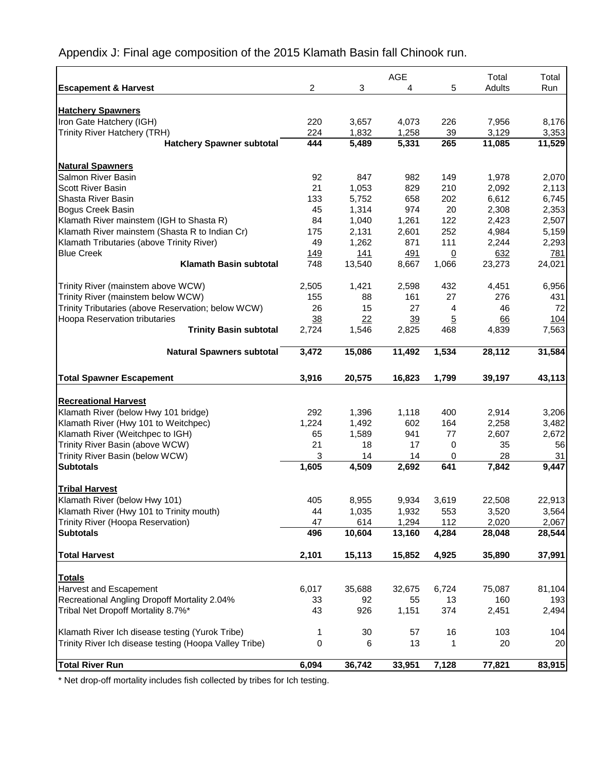Appendix J: Final age composition of the 2015 Klamath Basin fall Chinook run.

| Escapement & Harvest | AGE 2 | 3 | 4 | 5 | Total Adults | Total Run |
|---|---|---|---|---|---|---|
| **Hatchery Spawners** | | | | | | |
| Iron Gate Hatchery (IGH) | 220 | 3,657 | 4,073 | 226 | 7,956 | 8,176 |
| Trinity River Hatchery (TRH) | 224 | 1,832 | 1,258 | 39 | 3,129 | 3,353 |
| **Hatchery Spawner subtotal** | **444** | **5,489** | **5,331** | **265** | **11,085** | **11,529** |
| **Natural Spawners** | | | | | | |
| Salmon River Basin | 92 | 847 | 982 | 149 | 1,978 | 2,070 |
| Scott River Basin | 21 | 1,053 | 829 | 210 | 2,092 | 2,113 |
| Shasta River Basin | 133 | 5,752 | 658 | 202 | 6,612 | 6,745 |
| Bogus Creek Basin | 45 | 1,314 | 974 | 20 | 2,308 | 2,353 |
| Klamath River mainstem (IGH to Shasta R) | 84 | 1,040 | 1,261 | 122 | 2,423 | 2,507 |
| Klamath River mainstem (Shasta R to Indian Cr) | 175 | 2,131 | 2,601 | 252 | 4,984 | 5,159 |
| Klamath Tributaries (above Trinity River) | 49 | 1,262 | 871 | 111 | 2,244 | 2,293 |
| Blue Creek | 149 | 141 | 491 | 0 | 632 | 781 |
| **Klamath Basin subtotal** | 748 | 13,540 | 8,667 | 1,066 | 23,273 | 24,021 |
| Trinity River (mainstem above WCW) | 2,505 | 1,421 | 2,598 | 432 | 4,451 | 6,956 |
| Trinity River (mainstem below WCW) | 155 | 88 | 161 | 27 | 276 | 431 |
| Trinity Tributaries (above Reservation; below WCW) | 26 | 15 | 27 | 4 | 46 | 72 |
| Hoopa Reservation tributaries | 38 | 22 | 39 | 5 | 66 | 104 |
| **Trinity Basin subtotal** | 2,724 | 1,546 | 2,825 | 468 | 4,839 | 7,563 |
| **Natural Spawners subtotal** | **3,472** | **15,086** | **11,492** | **1,534** | **28,112** | **31,584** |
| **Total Spawner Escapement** | **3,916** | **20,575** | **16,823** | **1,799** | **39,197** | **43,113** |
| **Recreational Harvest** | | | | | | |
| Klamath River (below Hwy 101 bridge) | 292 | 1,396 | 1,118 | 400 | 2,914 | 3,206 |
| Klamath River (Hwy 101 to Weitchpec) | 1,224 | 1,492 | 602 | 164 | 2,258 | 3,482 |
| Klamath River (Weitchpec to IGH) | 65 | 1,589 | 941 | 77 | 2,607 | 2,672 |
| Trinity River Basin (above WCW) | 21 | 18 | 17 | 0 | 35 | 56 |
| Trinity River Basin (below WCW) | 3 | 14 | 14 | 0 | 28 | 31 |
| **Subtotals** | **1,605** | **4,509** | **2,692** | **641** | **7,842** | **9,447** |
| **Tribal Harvest** | | | | | | |
| Klamath River (below Hwy 101) | 405 | 8,955 | 9,934 | 3,619 | 22,508 | 22,913 |
| Klamath River (Hwy 101 to Trinity mouth) | 44 | 1,035 | 1,932 | 553 | 3,520 | 3,564 |
| Trinity River (Hoopa Reservation) | 47 | 614 | 1,294 | 112 | 2,020 | 2,067 |
| **Subtotals** | **496** | **10,604** | **13,160** | **4,284** | **28,048** | **28,544** |
| **Total Harvest** | **2,101** | **15,113** | **15,852** | **4,925** | **35,890** | **37,991** |
| **Totals** | | | | | | |
| Harvest and Escapement | 6,017 | 35,688 | 32,675 | 6,724 | 75,087 | 81,104 |
| Recreational Angling Dropoff Mortality 2.04% | 33 | 92 | 55 | 13 | 160 | 193 |
| Tribal Net Dropoff Mortality 8.7%* | 43 | 926 | 1,151 | 374 | 2,451 | 2,494 |
| Klamath River Ich disease testing (Yurok Tribe) | 1 | 30 | 57 | 16 | 103 | 104 |
| Trinity River Ich disease testing (Hoopa Valley Tribe) | 0 | 6 | 13 | 1 | 20 | 20 |
| **Total River Run** | **6,094** | **36,742** | **33,951** | **7,128** | **77,821** | **83,915** |

* Net drop-off mortality includes fish collected by tribes for Ich testing.